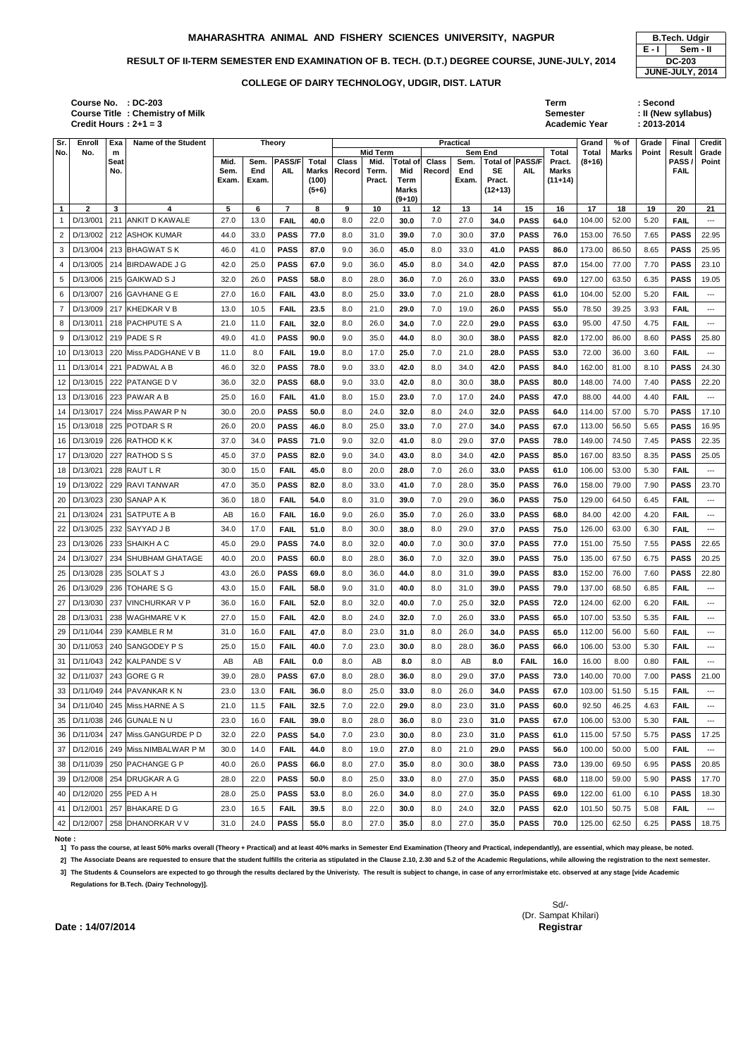# MAHARASHTRA ANIMAL AND FISHERY SCIENCES UNIVERSITY, NAGPUR

| B.Tech. Udgir | |
|---|---|
| E - I | Sem - II |
| DC-203 | |
| JUNE-JULY, 2014 | |

## RESULT OF II-TERM SEMESTER END EXAMINATION OF B. TECH. (D.T.) DEGREE COURSE, JUNE-JULY, 2014

### COLLEGE OF DAIRY TECHNOLOGY, UDGIR, DIST. LATUR

**Course No. : DC-203**
**Course Title : Chemistry of Milk**
**Credit Hours : 2+1 = 3**

**Term : Second**
**Semester : II (New syllabus)**
**Academic Year : 2013-2014**

| Sr. No. | Enroll No. | Exam Seat No. | Name of the Student | Theory | | | | Practical | | | | | | | | Grand Total (8+16) | % of Marks | Grade Point | Final Result PASS / FAIL | Credit Grade Point |
|---|---|---|---|---|---|---|---|---|---|---|---|---|---|---|---|---|---|---|---|---|
| | | | | Mid. Sem. Exam. | Sem. End Exam. | PASS/FAIL | Total Marks (100) (5+6) | Mid Term | | | Sem End | | | | Total Pract. Marks (11+14) | | | | | |
| | | | | | | | | Class Record | Mid. Term. Pract. | Total of Mid Term Marks (9+10) | Class Record | Sem. End Exam. | Total of SE Pract. (12+13) | PASS/FAIL | | | | | | |
| 1 | 2 | 3 | 4 | 5 | 6 | 7 | 8 | 9 | 10 | 11 | 12 | 13 | 14 | 15 | 16 | 17 | 18 | 19 | 20 | 21 |
| 1 | D/13/001 | 211 | ANKIT D KAWALE | 27.0 | 13.0 | FAIL | 40.0 | 8.0 | 22.0 | 30.0 | 7.0 | 27.0 | 34.0 | PASS | 64.0 | 104.00 | 52.00 | 5.20 | FAIL | --- |
| 2 | D/13/002 | 212 | ASHOK KUMAR | 44.0 | 33.0 | PASS | 77.0 | 8.0 | 31.0 | 39.0 | 7.0 | 30.0 | 37.0 | PASS | 76.0 | 153.00 | 76.50 | 7.65 | PASS | 22.95 |
| 3 | D/13/004 | 213 | BHAGWAT S K | 46.0 | 41.0 | PASS | 87.0 | 9.0 | 36.0 | 45.0 | 8.0 | 33.0 | 41.0 | PASS | 86.0 | 173.00 | 86.50 | 8.65 | PASS | 25.95 |
| 4 | D/13/005 | 214 | BIRDAWADE J G | 42.0 | 25.0 | PASS | 67.0 | 9.0 | 36.0 | 45.0 | 8.0 | 34.0 | 42.0 | PASS | 87.0 | 154.00 | 77.00 | 7.70 | PASS | 23.10 |
| 5 | D/13/006 | 215 | GAIKWAD S J | 32.0 | 26.0 | PASS | 58.0 | 8.0 | 28.0 | 36.0 | 7.0 | 26.0 | 33.0 | PASS | 69.0 | 127.00 | 63.50 | 6.35 | PASS | 19.05 |
| 6 | D/13/007 | 216 | GAVHANE G E | 27.0 | 16.0 | FAIL | 43.0 | 8.0 | 25.0 | 33.0 | 7.0 | 21.0 | 28.0 | PASS | 61.0 | 104.00 | 52.00 | 5.20 | FAIL | --- |
| 7 | D/13/009 | 217 | KHEDKAR V B | 13.0 | 10.5 | FAIL | 23.5 | 8.0 | 21.0 | 29.0 | 7.0 | 19.0 | 26.0 | PASS | 55.0 | 78.50 | 39.25 | 3.93 | FAIL | --- |
| 8 | D/13/011 | 218 | PACHPUTE S A | 21.0 | 11.0 | FAIL | 32.0 | 8.0 | 26.0 | 34.0 | 7.0 | 22.0 | 29.0 | PASS | 63.0 | 95.00 | 47.50 | 4.75 | FAIL | --- |
| 9 | D/13/012 | 219 | PADE S R | 49.0 | 41.0 | PASS | 90.0 | 9.0 | 35.0 | 44.0 | 8.0 | 30.0 | 38.0 | PASS | 82.0 | 172.00 | 86.00 | 8.60 | PASS | 25.80 |
| 10 | D/13/013 | 220 | Miss.PADGHANE V B | 11.0 | 8.0 | FAIL | 19.0 | 8.0 | 17.0 | 25.0 | 7.0 | 21.0 | 28.0 | PASS | 53.0 | 72.00 | 36.00 | 3.60 | FAIL | --- |
| 11 | D/13/014 | 221 | PADWAL A B | 46.0 | 32.0 | PASS | 78.0 | 9.0 | 33.0 | 42.0 | 8.0 | 34.0 | 42.0 | PASS | 84.0 | 162.00 | 81.00 | 8.10 | PASS | 24.30 |
| 12 | D/13/015 | 222 | PATANGE D V | 36.0 | 32.0 | PASS | 68.0 | 9.0 | 33.0 | 42.0 | 8.0 | 30.0 | 38.0 | PASS | 80.0 | 148.00 | 74.00 | 7.40 | PASS | 22.20 |
| 13 | D/13/016 | 223 | PAWAR A B | 25.0 | 16.0 | FAIL | 41.0 | 8.0 | 15.0 | 23.0 | 7.0 | 17.0 | 24.0 | PASS | 47.0 | 88.00 | 44.00 | 4.40 | FAIL | --- |
| 14 | D/13/017 | 224 | Miss.PAWAR P N | 30.0 | 20.0 | PASS | 50.0 | 8.0 | 24.0 | 32.0 | 8.0 | 24.0 | 32.0 | PASS | 64.0 | 114.00 | 57.00 | 5.70 | PASS | 17.10 |
| 15 | D/13/018 | 225 | POTDAR S R | 26.0 | 20.0 | PASS | 46.0 | 8.0 | 25.0 | 33.0 | 7.0 | 27.0 | 34.0 | PASS | 67.0 | 113.00 | 56.50 | 5.65 | PASS | 16.95 |
| 16 | D/13/019 | 226 | RATHOD K K | 37.0 | 34.0 | PASS | 71.0 | 9.0 | 32.0 | 41.0 | 8.0 | 29.0 | 37.0 | PASS | 78.0 | 149.00 | 74.50 | 7.45 | PASS | 22.35 |
| 17 | D/13/020 | 227 | RATHOD S S | 45.0 | 37.0 | PASS | 82.0 | 9.0 | 34.0 | 43.0 | 8.0 | 34.0 | 42.0 | PASS | 85.0 | 167.00 | 83.50 | 8.35 | PASS | 25.05 |
| 18 | D/13/021 | 228 | RAUT L R | 30.0 | 15.0 | FAIL | 45.0 | 8.0 | 20.0 | 28.0 | 7.0 | 26.0 | 33.0 | PASS | 61.0 | 106.00 | 53.00 | 5.30 | FAIL | --- |
| 19 | D/13/022 | 229 | RAVI TANWAR | 47.0 | 35.0 | PASS | 82.0 | 8.0 | 33.0 | 41.0 | 7.0 | 28.0 | 35.0 | PASS | 76.0 | 158.00 | 79.00 | 7.90 | PASS | 23.70 |
| 20 | D/13/023 | 230 | SANAP A K | 36.0 | 18.0 | FAIL | 54.0 | 8.0 | 31.0 | 39.0 | 7.0 | 29.0 | 36.0 | PASS | 75.0 | 129.00 | 64.50 | 6.45 | FAIL | --- |
| 21 | D/13/024 | 231 | SATPUTE A B | AB | 16.0 | FAIL | 16.0 | 9.0 | 26.0 | 35.0 | 7.0 | 26.0 | 33.0 | PASS | 68.0 | 84.00 | 42.00 | 4.20 | FAIL | --- |
| 22 | D/13/025 | 232 | SAYYAD J B | 34.0 | 17.0 | FAIL | 51.0 | 8.0 | 30.0 | 38.0 | 8.0 | 29.0 | 37.0 | PASS | 75.0 | 126.00 | 63.00 | 6.30 | FAIL | --- |
| 23 | D/13/026 | 233 | SHAIKH A C | 45.0 | 29.0 | PASS | 74.0 | 8.0 | 32.0 | 40.0 | 7.0 | 30.0 | 37.0 | PASS | 77.0 | 151.00 | 75.50 | 7.55 | PASS | 22.65 |
| 24 | D/13/027 | 234 | SHUBHAM GHATAGE | 40.0 | 20.0 | PASS | 60.0 | 8.0 | 28.0 | 36.0 | 7.0 | 32.0 | 39.0 | PASS | 75.0 | 135.00 | 67.50 | 6.75 | PASS | 20.25 |
| 25 | D/13/028 | 235 | SOLAT S J | 43.0 | 26.0 | PASS | 69.0 | 8.0 | 36.0 | 44.0 | 8.0 | 31.0 | 39.0 | PASS | 83.0 | 152.00 | 76.00 | 7.60 | PASS | 22.80 |
| 26 | D/13/029 | 236 | TOHARE S G | 43.0 | 15.0 | FAIL | 58.0 | 9.0 | 31.0 | 40.0 | 8.0 | 31.0 | 39.0 | PASS | 79.0 | 137.00 | 68.50 | 6.85 | FAIL | --- |
| 27 | D/13/030 | 237 | VINCHURKAR V P | 36.0 | 16.0 | FAIL | 52.0 | 8.0 | 32.0 | 40.0 | 7.0 | 25.0 | 32.0 | PASS | 72.0 | 124.00 | 62.00 | 6.20 | FAIL | --- |
| 28 | D/13/031 | 238 | WAGHMARE V K | 27.0 | 15.0 | FAIL | 42.0 | 8.0 | 24.0 | 32.0 | 7.0 | 26.0 | 33.0 | PASS | 65.0 | 107.00 | 53.50 | 5.35 | FAIL | --- |
| 29 | D/11/044 | 239 | KAMBLE R M | 31.0 | 16.0 | FAIL | 47.0 | 8.0 | 23.0 | 31.0 | 8.0 | 26.0 | 34.0 | PASS | 65.0 | 112.00 | 56.00 | 5.60 | FAIL | --- |
| 30 | D/11/053 | 240 | SANGODEY P S | 25.0 | 15.0 | FAIL | 40.0 | 7.0 | 23.0 | 30.0 | 8.0 | 28.0 | 36.0 | PASS | 66.0 | 106.00 | 53.00 | 5.30 | FAIL | --- |
| 31 | D/11/043 | 242 | KALPANDE S V | AB | AB | FAIL | 0.0 | 8.0 | AB | 8.0 | 8.0 | AB | 8.0 | FAIL | 16.0 | 16.00 | 8.00 | 0.80 | FAIL | --- |
| 32 | D/11/037 | 243 | GORE G R | 39.0 | 28.0 | PASS | 67.0 | 8.0 | 28.0 | 36.0 | 8.0 | 29.0 | 37.0 | PASS | 73.0 | 140.00 | 70.00 | 7.00 | PASS | 21.00 |
| 33 | D/11/049 | 244 | PAVANKAR K N | 23.0 | 13.0 | FAIL | 36.0 | 8.0 | 25.0 | 33.0 | 8.0 | 26.0 | 34.0 | PASS | 67.0 | 103.00 | 51.50 | 5.15 | FAIL | --- |
| 34 | D/11/040 | 245 | Miss.HARNE A S | 21.0 | 11.5 | FAIL | 32.5 | 7.0 | 22.0 | 29.0 | 8.0 | 23.0 | 31.0 | PASS | 60.0 | 92.50 | 46.25 | 4.63 | FAIL | --- |
| 35 | D/11/038 | 246 | GUNALE N U | 23.0 | 16.0 | FAIL | 39.0 | 8.0 | 28.0 | 36.0 | 8.0 | 23.0 | 31.0 | PASS | 67.0 | 106.00 | 53.00 | 5.30 | FAIL | --- |
| 36 | D/11/034 | 247 | Miss.GANGURDE P D | 32.0 | 22.0 | PASS | 54.0 | 7.0 | 23.0 | 30.0 | 8.0 | 23.0 | 31.0 | PASS | 61.0 | 115.00 | 57.50 | 5.75 | PASS | 17.25 |
| 37 | D/12/016 | 249 | Miss.NIMBALWAR P M | 30.0 | 14.0 | FAIL | 44.0 | 8.0 | 19.0 | 27.0 | 8.0 | 21.0 | 29.0 | PASS | 56.0 | 100.00 | 50.00 | 5.00 | FAIL | --- |
| 38 | D/11/039 | 250 | PACHANGE G P | 40.0 | 26.0 | PASS | 66.0 | 8.0 | 27.0 | 35.0 | 8.0 | 30.0 | 38.0 | PASS | 73.0 | 139.00 | 69.50 | 6.95 | PASS | 20.85 |
| 39 | D/12/008 | 254 | DRUGKAR A G | 28.0 | 22.0 | PASS | 50.0 | 8.0 | 25.0 | 33.0 | 8.0 | 27.0 | 35.0 | PASS | 68.0 | 118.00 | 59.00 | 5.90 | PASS | 17.70 |
| 40 | D/12/020 | 255 | PED A H | 28.0 | 25.0 | PASS | 53.0 | 8.0 | 26.0 | 34.0 | 8.0 | 27.0 | 35.0 | PASS | 69.0 | 122.00 | 61.00 | 6.10 | PASS | 18.30 |
| 41 | D/12/001 | 257 | BHAKARE D G | 23.0 | 16.5 | FAIL | 39.5 | 8.0 | 22.0 | 30.0 | 8.0 | 24.0 | 32.0 | PASS | 62.0 | 101.50 | 50.75 | 5.08 | FAIL | --- |
| 42 | D/12/007 | 258 | DHANORKAR V V | 31.0 | 24.0 | PASS | 55.0 | 8.0 | 27.0 | 35.0 | 8.0 | 27.0 | 35.0 | PASS | 70.0 | 125.00 | 62.50 | 6.25 | PASS | 18.75 |

**Note :**

1] To pass the course, at least 50% marks overall (Theory + Practical) and at least 40% marks in Semester End Examination (Theory and Practical, independantly), are essential, which may please, be noted.

2] The Associate Deans are requested to ensure that the student fulfills the criteria as stipulated in the Clause 2.10, 2.30 and 5.2 of the Academic Regulations, while allowing the registration to the next semester.

3] The Students & Counselors are expected to go through the results declared by the Univeristy. The result is subject to change, in case of any error/mistake etc. observed at any stage [vide Academic Regulations for B.Tech. (Dairy Technology)].

**Date : 14/07/2014**

Sd/-
(Dr. Sampat Khilari)
**Registrar**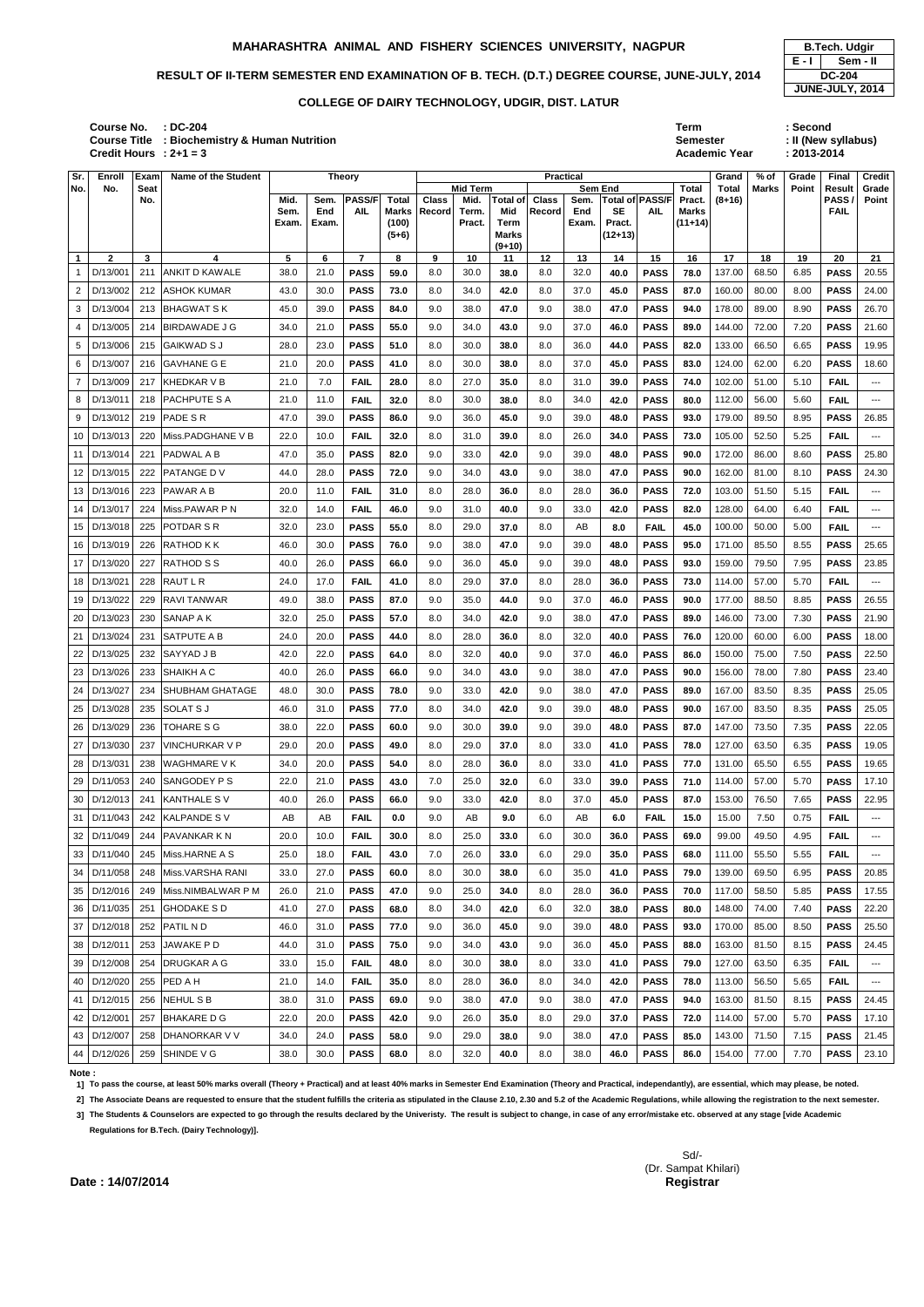# MAHARASHTRA ANIMAL AND FISHERY SCIENCES UNIVERSITY, NAGPUR

| B.Tech. Udgir | |
|---|---|
| E - I | Sem - II |
| DC-204 | |
| JUNE-JULY, 2014 | |

## RESULT OF II-TERM SEMESTER END EXAMINATION OF B. TECH. (D.T.) DEGREE COURSE, JUNE-JULY, 2014

### COLLEGE OF DAIRY TECHNOLOGY, UDGIR, DIST. LATUR

**Course No.** : DC-204
**Course Title** : Biochemistry & Human Nutrition
**Credit Hours** : 2+1 = 3

**Term** : Second
**Semester** : II (New syllabus)
**Academic Year** : 2013-2014

| Sr. No. | Enroll No. | Exam Seat No. | Name of the Student | Theory | | | | Practical | | | | | | | | Grand Total (8+16) | % of Marks | Grade Point | Final Result PASS / FAIL | Credit Grade Point |
|---|---|---|---|---|---|---|---|---|---|---|---|---|---|---|---|---|---|---|---|---|
| | | | | Mid. Sem. Exam. | Sem. End Exam. | PASS/FAIL | Total Marks (100) (5+6) | Mid Term | | | Sem End | | | | Total Pract. Marks (11+14) | | | | | |
| | | | | | | | | Class Record | Mid. Term. Pract. | Total of Mid Term Marks (9+10) | Class Record | Sem. End Exam. | Total of SE Pract. (12+13) | PASS/FAIL | | | | | | |
| 1 | 2 | 3 | 4 | 5 | 6 | 7 | 8 | 9 | 10 | 11 | 12 | 13 | 14 | 15 | 16 | 17 | 18 | 19 | 20 | 21 |
| 1 | D/13/001 | 211 | ANKIT D KAWALE | 38.0 | 21.0 | **PASS** | **59.0** | 8.0 | 30.0 | **38.0** | 8.0 | 32.0 | **40.0** | **PASS** | **78.0** | 137.00 | 68.50 | 6.85 | **PASS** | 20.55 |
| 2 | D/13/002 | 212 | ASHOK KUMAR | 43.0 | 30.0 | **PASS** | **73.0** | 8.0 | 34.0 | **42.0** | 8.0 | 37.0 | **45.0** | **PASS** | **87.0** | 160.00 | 80.00 | 8.00 | **PASS** | 24.00 |
| 3 | D/13/004 | 213 | BHAGWAT S K | 45.0 | 39.0 | **PASS** | **84.0** | 9.0 | 38.0 | **47.0** | 9.0 | 38.0 | **47.0** | **PASS** | **94.0** | 178.00 | 89.00 | 8.90 | **PASS** | 26.70 |
| 4 | D/13/005 | 214 | BIRDAWADE J G | 34.0 | 21.0 | **PASS** | **55.0** | 9.0 | 34.0 | **43.0** | 9.0 | 37.0 | **46.0** | **PASS** | **89.0** | 144.00 | 72.00 | 7.20 | **PASS** | 21.60 |
| 5 | D/13/006 | 215 | GAIKWAD S J | 28.0 | 23.0 | **PASS** | **51.0** | 8.0 | 30.0 | **38.0** | 8.0 | 36.0 | **44.0** | **PASS** | **82.0** | 133.00 | 66.50 | 6.65 | **PASS** | 19.95 |
| 6 | D/13/007 | 216 | GAVHANE G E | 21.0 | 20.0 | **PASS** | **41.0** | 8.0 | 30.0 | **38.0** | 8.0 | 37.0 | **45.0** | **PASS** | **83.0** | 124.00 | 62.00 | 6.20 | **PASS** | 18.60 |
| 7 | D/13/009 | 217 | KHEDKAR V B | 21.0 | 7.0 | **FAIL** | **28.0** | 8.0 | 27.0 | **35.0** | 8.0 | 31.0 | **39.0** | **PASS** | **74.0** | 102.00 | 51.00 | 5.10 | **FAIL** | --- |
| 8 | D/13/011 | 218 | PACHPUTE S A | 21.0 | 11.0 | **FAIL** | **32.0** | 8.0 | 30.0 | **38.0** | 8.0 | 34.0 | **42.0** | **PASS** | **80.0** | 112.00 | 56.00 | 5.60 | **FAIL** | --- |
| 9 | D/13/012 | 219 | PADE S R | 47.0 | 39.0 | **PASS** | **86.0** | 9.0 | 36.0 | **45.0** | 9.0 | 39.0 | **48.0** | **PASS** | **93.0** | 179.00 | 89.50 | 8.95 | **PASS** | 26.85 |
| 10 | D/13/013 | 220 | Miss.PADGHANE V B | 22.0 | 10.0 | **FAIL** | **32.0** | 8.0 | 31.0 | **39.0** | 8.0 | 26.0 | **34.0** | **PASS** | **73.0** | 105.00 | 52.50 | 5.25 | **FAIL** | --- |
| 11 | D/13/014 | 221 | PADWAL A B | 47.0 | 35.0 | **PASS** | **82.0** | 9.0 | 33.0 | **42.0** | 9.0 | 39.0 | **48.0** | **PASS** | **90.0** | 172.00 | 86.00 | 8.60 | **PASS** | 25.80 |
| 12 | D/13/015 | 222 | PATANGE D V | 44.0 | 28.0 | **PASS** | **72.0** | 9.0 | 34.0 | **43.0** | 9.0 | 38.0 | **47.0** | **PASS** | **90.0** | 162.00 | 81.00 | 8.10 | **PASS** | 24.30 |
| 13 | D/13/016 | 223 | PAWAR A B | 20.0 | 11.0 | **FAIL** | **31.0** | 8.0 | 28.0 | **36.0** | 8.0 | 28.0 | **36.0** | **PASS** | **72.0** | 103.00 | 51.50 | 5.15 | **FAIL** | --- |
| 14 | D/13/017 | 224 | Miss.PAWAR P N | 32.0 | 14.0 | **FAIL** | **46.0** | 9.0 | 31.0 | **40.0** | 9.0 | 33.0 | **42.0** | **PASS** | **82.0** | 128.00 | 64.00 | 6.40 | **FAIL** | --- |
| 15 | D/13/018 | 225 | POTDAR S R | 32.0 | 23.0 | **PASS** | **55.0** | 8.0 | 29.0 | **37.0** | 8.0 | AB | **8.0** | **FAIL** | **45.0** | 100.00 | 50.00 | 5.00 | **FAIL** | --- |
| 16 | D/13/019 | 226 | RATHOD K K | 46.0 | 30.0 | **PASS** | **76.0** | 9.0 | 38.0 | **47.0** | 9.0 | 39.0 | **48.0** | **PASS** | **95.0** | 171.00 | 85.50 | 8.55 | **PASS** | 25.65 |
| 17 | D/13/020 | 227 | RATHOD S S | 40.0 | 26.0 | **PASS** | **66.0** | 9.0 | 36.0 | **45.0** | 9.0 | 39.0 | **48.0** | **PASS** | **93.0** | 159.00 | 79.50 | 7.95 | **PASS** | 23.85 |
| 18 | D/13/021 | 228 | RAUT L R | 24.0 | 17.0 | **FAIL** | **41.0** | 8.0 | 29.0 | **37.0** | 8.0 | 28.0 | **36.0** | **PASS** | **73.0** | 114.00 | 57.00 | 5.70 | **FAIL** | --- |
| 19 | D/13/022 | 229 | RAVI TANWAR | 49.0 | 38.0 | **PASS** | **87.0** | 9.0 | 35.0 | **44.0** | 9.0 | 37.0 | **46.0** | **PASS** | **90.0** | 177.00 | 88.50 | 8.85 | **PASS** | 26.55 |
| 20 | D/13/023 | 230 | SANAP A K | 32.0 | 25.0 | **PASS** | **57.0** | 8.0 | 34.0 | **42.0** | 9.0 | 38.0 | **47.0** | **PASS** | **89.0** | 146.00 | 73.00 | 7.30 | **PASS** | 21.90 |
| 21 | D/13/024 | 231 | SATPUTE A B | 24.0 | 20.0 | **PASS** | **44.0** | 8.0 | 28.0 | **36.0** | 8.0 | 32.0 | **40.0** | **PASS** | **76.0** | 120.00 | 60.00 | 6.00 | **PASS** | 18.00 |
| 22 | D/13/025 | 232 | SAYYAD J B | 42.0 | 22.0 | **PASS** | **64.0** | 8.0 | 32.0 | **40.0** | 9.0 | 37.0 | **46.0** | **PASS** | **86.0** | 150.00 | 75.00 | 7.50 | **PASS** | 22.50 |
| 23 | D/13/026 | 233 | SHAIKH A C | 40.0 | 26.0 | **PASS** | **66.0** | 9.0 | 34.0 | **43.0** | 9.0 | 38.0 | **47.0** | **PASS** | **90.0** | 156.00 | 78.00 | 7.80 | **PASS** | 23.40 |
| 24 | D/13/027 | 234 | SHUBHAM GHATAGE | 48.0 | 30.0 | **PASS** | **78.0** | 9.0 | 33.0 | **42.0** | 9.0 | 38.0 | **47.0** | **PASS** | **89.0** | 167.00 | 83.50 | 8.35 | **PASS** | 25.05 |
| 25 | D/13/028 | 235 | SOLAT S J | 46.0 | 31.0 | **PASS** | **77.0** | 8.0 | 34.0 | **42.0** | 9.0 | 39.0 | **48.0** | **PASS** | **90.0** | 167.00 | 83.50 | 8.35 | **PASS** | 25.05 |
| 26 | D/13/029 | 236 | TOHARE S G | 38.0 | 22.0 | **PASS** | **60.0** | 9.0 | 30.0 | **39.0** | 9.0 | 39.0 | **48.0** | **PASS** | **87.0** | 147.00 | 73.50 | 7.35 | **PASS** | 22.05 |
| 27 | D/13/030 | 237 | VINCHURKAR V P | 29.0 | 20.0 | **PASS** | **49.0** | 8.0 | 29.0 | **37.0** | 8.0 | 33.0 | **41.0** | **PASS** | **78.0** | 127.00 | 63.50 | 6.35 | **PASS** | 19.05 |
| 28 | D/13/031 | 238 | WAGHMARE V K | 34.0 | 20.0 | **PASS** | **54.0** | 8.0 | 28.0 | **36.0** | 8.0 | 33.0 | **41.0** | **PASS** | **77.0** | 131.00 | 65.50 | 6.55 | **PASS** | 19.65 |
| 29 | D/11/053 | 240 | SANGODEY P S | 22.0 | 21.0 | **PASS** | **43.0** | 7.0 | 25.0 | **32.0** | 6.0 | 33.0 | **39.0** | **PASS** | **71.0** | 114.00 | 57.00 | 5.70 | **PASS** | 17.10 |
| 30 | D/12/013 | 241 | KANTHALE S V | 40.0 | 26.0 | **PASS** | **66.0** | 9.0 | 33.0 | **42.0** | 8.0 | 37.0 | **45.0** | **PASS** | **87.0** | 153.00 | 76.50 | 7.65 | **PASS** | 22.95 |
| 31 | D/11/043 | 242 | KALPANDE S V | AB | AB | **FAIL** | **0.0** | 9.0 | AB | **9.0** | 6.0 | AB | **6.0** | **FAIL** | **15.0** | 15.00 | 7.50 | 0.75 | **FAIL** | --- |
| 32 | D/11/049 | 244 | PAVANKAR K N | 20.0 | 10.0 | **FAIL** | **30.0** | 8.0 | 25.0 | **33.0** | 6.0 | 30.0 | **36.0** | **PASS** | **69.0** | 99.00 | 49.50 | 4.95 | **FAIL** | --- |
| 33 | D/11/040 | 245 | Miss.HARNE A S | 25.0 | 18.0 | **FAIL** | **43.0** | 7.0 | 26.0 | **33.0** | 6.0 | 29.0 | **35.0** | **PASS** | **68.0** | 111.00 | 55.50 | 5.55 | **FAIL** | --- |
| 34 | D/11/058 | 248 | Miss.VARSHA RANI | 33.0 | 27.0 | **PASS** | **60.0** | 8.0 | 30.0 | **38.0** | 6.0 | 35.0 | **41.0** | **PASS** | **79.0** | 139.00 | 69.50 | 6.95 | **PASS** | 20.85 |
| 35 | D/12/016 | 249 | Miss.NIMBALWAR P M | 26.0 | 21.0 | **PASS** | **47.0** | 9.0 | 25.0 | **34.0** | 8.0 | 28.0 | **36.0** | **PASS** | **70.0** | 117.00 | 58.50 | 5.85 | **PASS** | 17.55 |
| 36 | D/11/035 | 251 | GHODAKE S D | 41.0 | 27.0 | **PASS** | **68.0** | 8.0 | 34.0 | **42.0** | 6.0 | 32.0 | **38.0** | **PASS** | **80.0** | 148.00 | 74.00 | 7.40 | **PASS** | 22.20 |
| 37 | D/12/018 | 252 | PATIL N D | 46.0 | 31.0 | **PASS** | **77.0** | 9.0 | 36.0 | **45.0** | 9.0 | 39.0 | **48.0** | **PASS** | **93.0** | 170.00 | 85.00 | 8.50 | **PASS** | 25.50 |
| 38 | D/12/011 | 253 | JAWAKE P D | 44.0 | 31.0 | **PASS** | **75.0** | 9.0 | 34.0 | **43.0** | 9.0 | 36.0 | **45.0** | **PASS** | **88.0** | 163.00 | 81.50 | 8.15 | **PASS** | 24.45 |
| 39 | D/12/008 | 254 | DRUGKAR A G | 33.0 | 15.0 | **FAIL** | **48.0** | 8.0 | 30.0 | **38.0** | 8.0 | 33.0 | **41.0** | **PASS** | **79.0** | 127.00 | 63.50 | 6.35 | **FAIL** | --- |
| 40 | D/12/020 | 255 | PED A H | 21.0 | 14.0 | **FAIL** | **35.0** | 8.0 | 28.0 | **36.0** | 8.0 | 34.0 | **42.0** | **PASS** | **78.0** | 113.00 | 56.50 | 5.65 | **FAIL** | --- |
| 41 | D/12/015 | 256 | NEHUL S B | 38.0 | 31.0 | **PASS** | **69.0** | 9.0 | 38.0 | **47.0** | 9.0 | 38.0 | **47.0** | **PASS** | **94.0** | 163.00 | 81.50 | 8.15 | **PASS** | 24.45 |
| 42 | D/12/001 | 257 | BHAKARE D G | 22.0 | 20.0 | **PASS** | **42.0** | 9.0 | 26.0 | **35.0** | 8.0 | 29.0 | **37.0** | **PASS** | **72.0** | 114.00 | 57.00 | 5.70 | **PASS** | 17.10 |
| 43 | D/12/007 | 258 | DHANORKAR V V | 34.0 | 24.0 | **PASS** | **58.0** | 9.0 | 29.0 | **38.0** | 9.0 | 38.0 | **47.0** | **PASS** | **85.0** | 143.00 | 71.50 | 7.15 | **PASS** | 21.45 |
| 44 | D/12/026 | 259 | SHINDE V G | 38.0 | 30.0 | **PASS** | **68.0** | 8.0 | 32.0 | **40.0** | 8.0 | 38.0 | **46.0** | **PASS** | **86.0** | 154.00 | 77.00 | 7.70 | **PASS** | 23.10 |

**Note :**

1] To pass the course, at least 50% marks overall (Theory + Practical) and at least 40% marks in Semester End Examination (Theory and Practical, independantly), are essential, which may please, be noted.

2] The Associate Deans are requested to ensure that the student fulfills the criteria as stipulated in the Clause 2.10, 2.30 and 5.2 of the Academic Regulations, while allowing the registration to the next semester.

3] The Students & Counselors are expected to go through the results declared by the Univeristy. The result is subject to change, in case of any error/mistake etc. observed at any stage [vide Academic Regulations for B.Tech. (Dairy Technology)].

**Date : 14/07/2014**

Sd/-
(Dr. Sampat Khilari)
**Registrar**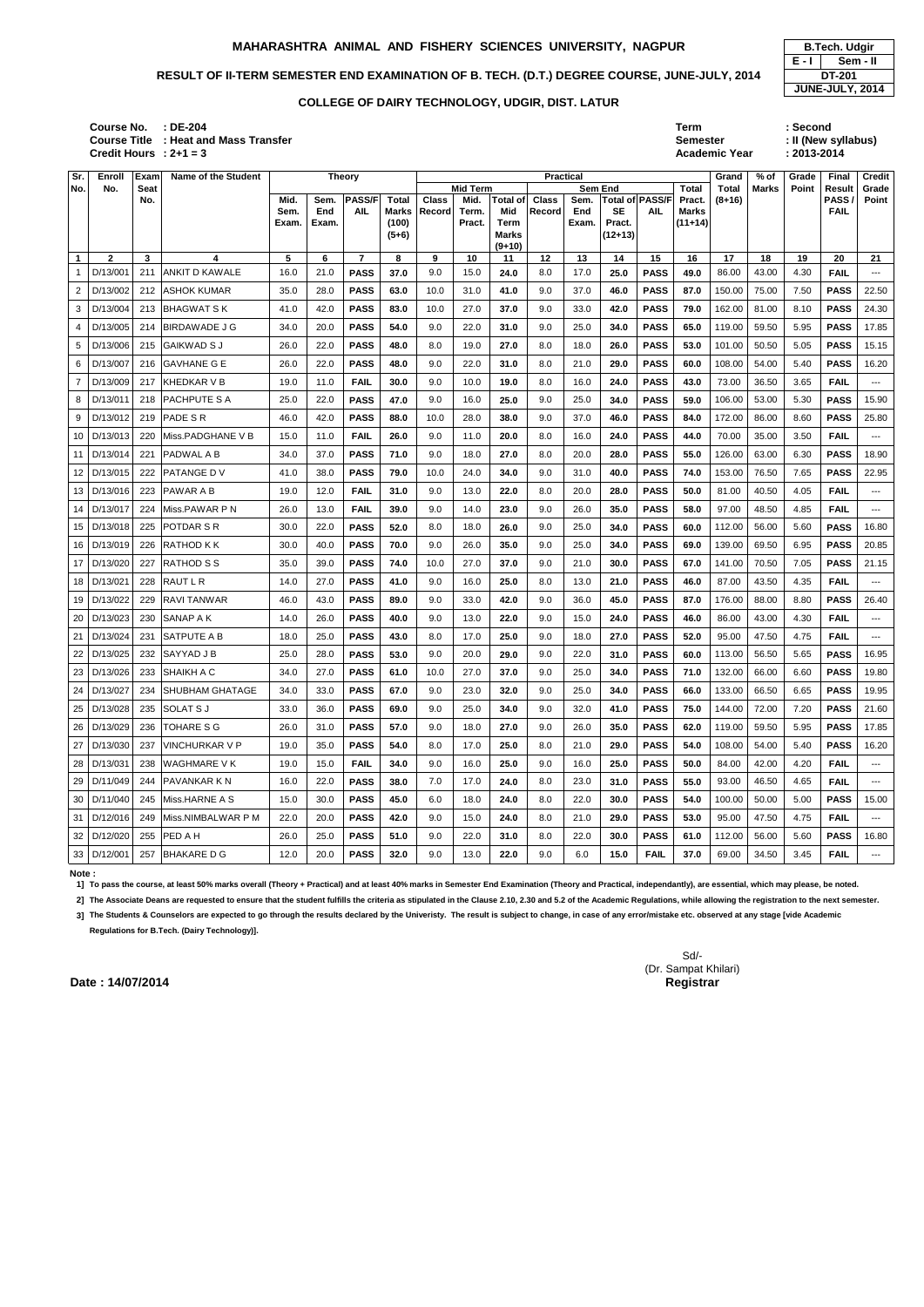# MAHARASHTRA ANIMAL AND FISHERY SCIENCES UNIVERSITY, NAGPUR

| B.Tech. Udgir | |
|---|---|
| E - I | Sem - II |
| DT-201 | |
| JUNE-JULY, 2014 | |

## RESULT OF II-TERM SEMESTER END EXAMINATION OF B. TECH. (D.T.) DEGREE COURSE, JUNE-JULY, 2014

### COLLEGE OF DAIRY TECHNOLOGY, UDGIR, DIST. LATUR

**Course No.** : DE-204
**Course Title** : Heat and Mass Transfer
**Credit Hours** : 2+1 = 3

**Term** : Second
**Semester** : II (New syllabus)
**Academic Year** : 2013-2014

| Sr. No. | Enroll No. | Exam Seat No. | Name of the Student | Theory | | | | Practical | | | | | | | | Grand Total (8+16) | % of Marks | Grade Point | Final Result PASS / FAIL | Credit Grade Point |
|---|---|---|---|---|---|---|---|---|---|---|---|---|---|---|---|---|---|---|---|---|
| | | | | Mid. Sem. Exam. | Sem. End Exam. | PASS/FAIL | Total Marks (100) (5+6) | Mid Term | | | Sem End | | | | Total Pract. Marks (11+14) | | | | | |
| | | | | | | | | Class Record | Mid. Term. Pract. | Total of Mid Term Marks (9+10) | Class Record | Sem. End Exam. | Total of SE Pract. (12+13) | PASS/FAIL | | | | | | |
| 1 | 2 | 3 | 4 | 5 | 6 | 7 | 8 | 9 | 10 | 11 | 12 | 13 | 14 | 15 | 16 | 17 | 18 | 19 | 20 | 21 |
| 1 | D/13/001 | 211 | ANKIT D KAWALE | 16.0 | 21.0 | PASS | 37.0 | 9.0 | 15.0 | 24.0 | 8.0 | 17.0 | 25.0 | PASS | 49.0 | 86.00 | 43.00 | 4.30 | FAIL | --- |
| 2 | D/13/002 | 212 | ASHOK KUMAR | 35.0 | 28.0 | PASS | 63.0 | 10.0 | 31.0 | 41.0 | 9.0 | 37.0 | 46.0 | PASS | 87.0 | 150.00 | 75.00 | 7.50 | PASS | 22.50 |
| 3 | D/13/004 | 213 | BHAGWAT S K | 41.0 | 42.0 | PASS | 83.0 | 10.0 | 27.0 | 37.0 | 9.0 | 33.0 | 42.0 | PASS | 79.0 | 162.00 | 81.00 | 8.10 | PASS | 24.30 |
| 4 | D/13/005 | 214 | BIRDAWADE J G | 34.0 | 20.0 | PASS | 54.0 | 9.0 | 22.0 | 31.0 | 9.0 | 25.0 | 34.0 | PASS | 65.0 | 119.00 | 59.50 | 5.95 | PASS | 17.85 |
| 5 | D/13/006 | 215 | GAIKWAD S J | 26.0 | 22.0 | PASS | 48.0 | 8.0 | 19.0 | 27.0 | 8.0 | 18.0 | 26.0 | PASS | 53.0 | 101.00 | 50.50 | 5.05 | PASS | 15.15 |
| 6 | D/13/007 | 216 | GAVHANE G E | 26.0 | 22.0 | PASS | 48.0 | 9.0 | 22.0 | 31.0 | 8.0 | 21.0 | 29.0 | PASS | 60.0 | 108.00 | 54.00 | 5.40 | PASS | 16.20 |
| 7 | D/13/009 | 217 | KHEDKAR V B | 19.0 | 11.0 | FAIL | 30.0 | 9.0 | 10.0 | 19.0 | 8.0 | 16.0 | 24.0 | PASS | 43.0 | 73.00 | 36.50 | 3.65 | FAIL | --- |
| 8 | D/13/011 | 218 | PACHPUTE S A | 25.0 | 22.0 | PASS | 47.0 | 9.0 | 16.0 | 25.0 | 9.0 | 25.0 | 34.0 | PASS | 59.0 | 106.00 | 53.00 | 5.30 | PASS | 15.90 |
| 9 | D/13/012 | 219 | PADE S R | 46.0 | 42.0 | PASS | 88.0 | 10.0 | 28.0 | 38.0 | 9.0 | 37.0 | 46.0 | PASS | 84.0 | 172.00 | 86.00 | 8.60 | PASS | 25.80 |
| 10 | D/13/013 | 220 | Miss.PADGHANE V B | 15.0 | 11.0 | FAIL | 26.0 | 9.0 | 11.0 | 20.0 | 8.0 | 16.0 | 24.0 | PASS | 44.0 | 70.00 | 35.00 | 3.50 | FAIL | --- |
| 11 | D/13/014 | 221 | PADWAL A B | 34.0 | 37.0 | PASS | 71.0 | 9.0 | 18.0 | 27.0 | 8.0 | 20.0 | 28.0 | PASS | 55.0 | 126.00 | 63.00 | 6.30 | PASS | 18.90 |
| 12 | D/13/015 | 222 | PATANGE D V | 41.0 | 38.0 | PASS | 79.0 | 10.0 | 24.0 | 34.0 | 9.0 | 31.0 | 40.0 | PASS | 74.0 | 153.00 | 76.50 | 7.65 | PASS | 22.95 |
| 13 | D/13/016 | 223 | PAWAR A B | 19.0 | 12.0 | FAIL | 31.0 | 9.0 | 13.0 | 22.0 | 8.0 | 20.0 | 28.0 | PASS | 50.0 | 81.00 | 40.50 | 4.05 | FAIL | --- |
| 14 | D/13/017 | 224 | Miss.PAWAR P N | 26.0 | 13.0 | FAIL | 39.0 | 9.0 | 14.0 | 23.0 | 9.0 | 26.0 | 35.0 | PASS | 58.0 | 97.00 | 48.50 | 4.85 | FAIL | --- |
| 15 | D/13/018 | 225 | POTDAR S R | 30.0 | 22.0 | PASS | 52.0 | 8.0 | 18.0 | 26.0 | 9.0 | 25.0 | 34.0 | PASS | 60.0 | 112.00 | 56.00 | 5.60 | PASS | 16.80 |
| 16 | D/13/019 | 226 | RATHOD K K | 30.0 | 40.0 | PASS | 70.0 | 9.0 | 26.0 | 35.0 | 9.0 | 25.0 | 34.0 | PASS | 69.0 | 139.00 | 69.50 | 6.95 | PASS | 20.85 |
| 17 | D/13/020 | 227 | RATHOD S S | 35.0 | 39.0 | PASS | 74.0 | 10.0 | 27.0 | 37.0 | 9.0 | 21.0 | 30.0 | PASS | 67.0 | 141.00 | 70.50 | 7.05 | PASS | 21.15 |
| 18 | D/13/021 | 228 | RAUT L R | 14.0 | 27.0 | PASS | 41.0 | 9.0 | 16.0 | 25.0 | 8.0 | 13.0 | 21.0 | PASS | 46.0 | 87.00 | 43.50 | 4.35 | FAIL | --- |
| 19 | D/13/022 | 229 | RAVI TANWAR | 46.0 | 43.0 | PASS | 89.0 | 9.0 | 33.0 | 42.0 | 9.0 | 36.0 | 45.0 | PASS | 87.0 | 176.00 | 88.00 | 8.80 | PASS | 26.40 |
| 20 | D/13/023 | 230 | SANAP A K | 14.0 | 26.0 | PASS | 40.0 | 9.0 | 13.0 | 22.0 | 9.0 | 15.0 | 24.0 | PASS | 46.0 | 86.00 | 43.00 | 4.30 | FAIL | --- |
| 21 | D/13/024 | 231 | SATPUTE A B | 18.0 | 25.0 | PASS | 43.0 | 8.0 | 17.0 | 25.0 | 9.0 | 18.0 | 27.0 | PASS | 52.0 | 95.00 | 47.50 | 4.75 | FAIL | --- |
| 22 | D/13/025 | 232 | SAYYAD J B | 25.0 | 28.0 | PASS | 53.0 | 9.0 | 20.0 | 29.0 | 9.0 | 22.0 | 31.0 | PASS | 60.0 | 113.00 | 56.50 | 5.65 | PASS | 16.95 |
| 23 | D/13/026 | 233 | SHAIKH A C | 34.0 | 27.0 | PASS | 61.0 | 10.0 | 27.0 | 37.0 | 9.0 | 25.0 | 34.0 | PASS | 71.0 | 132.00 | 66.00 | 6.60 | PASS | 19.80 |
| 24 | D/13/027 | 234 | SHUBHAM GHATAGE | 34.0 | 33.0 | PASS | 67.0 | 9.0 | 23.0 | 32.0 | 9.0 | 25.0 | 34.0 | PASS | 66.0 | 133.00 | 66.50 | 6.65 | PASS | 19.95 |
| 25 | D/13/028 | 235 | SOLAT S J | 33.0 | 36.0 | PASS | 69.0 | 9.0 | 25.0 | 34.0 | 9.0 | 32.0 | 41.0 | PASS | 75.0 | 144.00 | 72.00 | 7.20 | PASS | 21.60 |
| 26 | D/13/029 | 236 | TOHARE S G | 26.0 | 31.0 | PASS | 57.0 | 9.0 | 18.0 | 27.0 | 9.0 | 26.0 | 35.0 | PASS | 62.0 | 119.00 | 59.50 | 5.95 | PASS | 17.85 |
| 27 | D/13/030 | 237 | VINCHURKAR V P | 19.0 | 35.0 | PASS | 54.0 | 8.0 | 17.0 | 25.0 | 8.0 | 21.0 | 29.0 | PASS | 54.0 | 108.00 | 54.00 | 5.40 | PASS | 16.20 |
| 28 | D/13/031 | 238 | WAGHMARE V K | 19.0 | 15.0 | FAIL | 34.0 | 9.0 | 16.0 | 25.0 | 9.0 | 16.0 | 25.0 | PASS | 50.0 | 84.00 | 42.00 | 4.20 | FAIL | --- |
| 29 | D/11/049 | 244 | PAVANKAR K N | 16.0 | 22.0 | PASS | 38.0 | 7.0 | 17.0 | 24.0 | 8.0 | 23.0 | 31.0 | PASS | 55.0 | 93.00 | 46.50 | 4.65 | FAIL | --- |
| 30 | D/11/040 | 245 | Miss.HARNE A S | 15.0 | 30.0 | PASS | 45.0 | 6.0 | 18.0 | 24.0 | 8.0 | 22.0 | 30.0 | PASS | 54.0 | 100.00 | 50.00 | 5.00 | PASS | 15.00 |
| 31 | D/12/016 | 249 | Miss.NIMBALWAR P M | 22.0 | 20.0 | PASS | 42.0 | 9.0 | 15.0 | 24.0 | 8.0 | 21.0 | 29.0 | PASS | 53.0 | 95.00 | 47.50 | 4.75 | FAIL | --- |
| 32 | D/12/020 | 255 | PED A H | 26.0 | 25.0 | PASS | 51.0 | 9.0 | 22.0 | 31.0 | 8.0 | 22.0 | 30.0 | PASS | 61.0 | 112.00 | 56.00 | 5.60 | PASS | 16.80 |
| 33 | D/12/001 | 257 | BHAKARE D G | 12.0 | 20.0 | PASS | 32.0 | 9.0 | 13.0 | 22.0 | 9.0 | 6.0 | 15.0 | FAIL | 37.0 | 69.00 | 34.50 | 3.45 | FAIL | --- |

**Note :**

1] To pass the course, at least 50% marks overall (Theory + Practical) and at least 40% marks in Semester End Examination (Theory and Practical, independantly), are essential, which may please, be noted.

2] The Associate Deans are requested to ensure that the student fulfills the criteria as stipulated in the Clause 2.10, 2.30 and 5.2 of the Academic Regulations, while allowing the registration to the next semester.

3] The Students & Counselors are expected to go through the results declared by the Univeristy. The result is subject to change, in case of any error/mistake etc. observed at any stage [vide Academic Regulations for B.Tech. (Dairy Technology)].

Sd/-
(Dr. Sampat Khilari)
**Registrar**

**Date : 14/07/2014**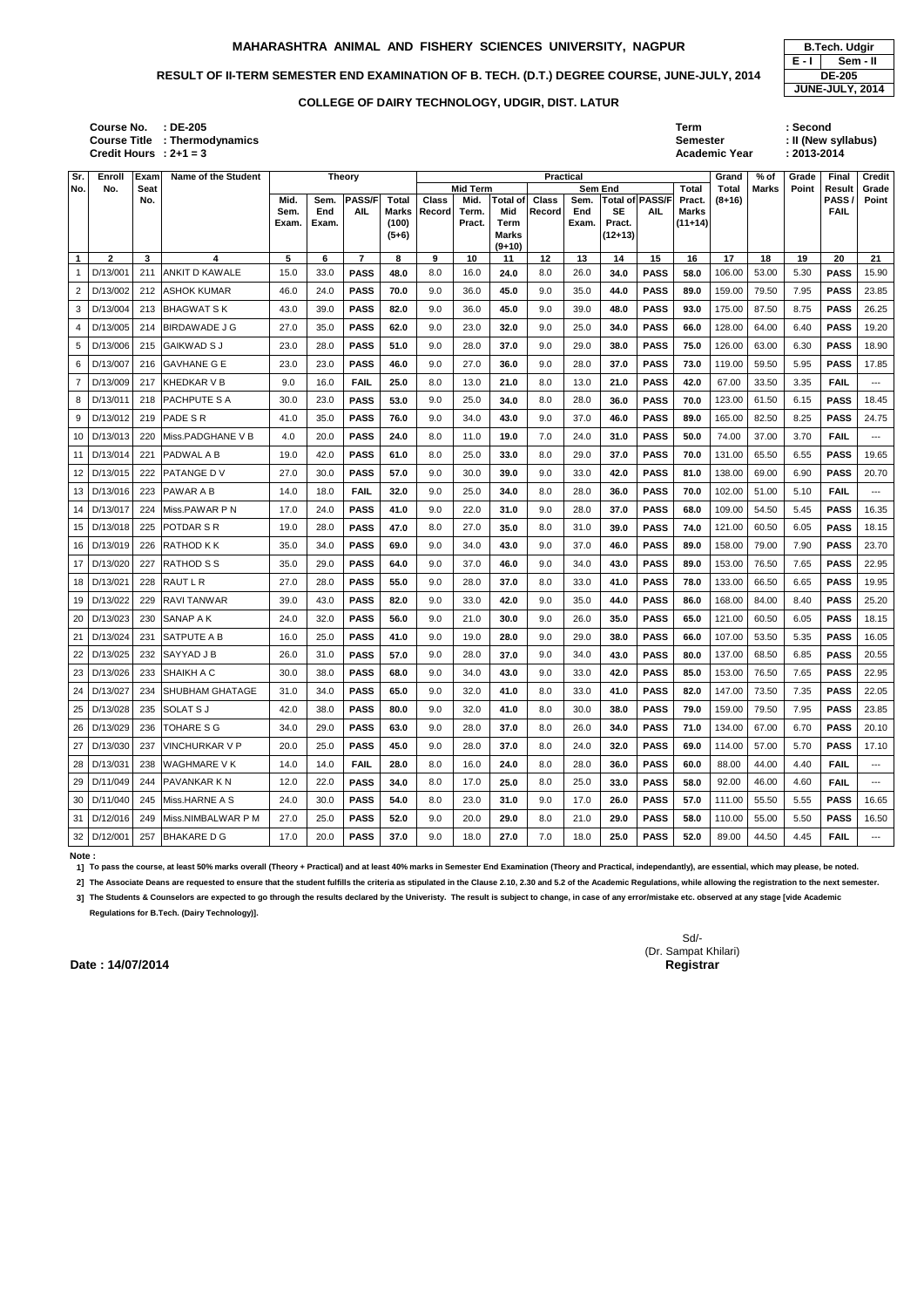# MAHARASHTRA ANIMAL AND FISHERY SCIENCES UNIVERSITY, NAGPUR

| B.Tech. Udgir | |
|---|---|
| E - I | Sem - II |
| DE-205 | |
| JUNE-JULY, 2014 | |

## RESULT OF II-TERM SEMESTER END EXAMINATION OF B. TECH. (D.T.) DEGREE COURSE, JUNE-JULY, 2014

### COLLEGE OF DAIRY TECHNOLOGY, UDGIR, DIST. LATUR

**Course No.** : DE-205
**Course Title** : Thermodynamics
**Credit Hours** : 2+1 = 3

**Term** : Second
**Semester** : II (New syllabus)
**Academic Year** : 2013-2014

| Sr. No. | Enroll No. | Exam Seat No. | Name of the Student | Theory | | | | Practical | | | | | | | | Grand Total | % of Marks | Grade Point | Final Result | Credit Grade Point |
|---|---|---|---|---|---|---|---|---|---|---|---|---|---|---|---|---|---|---|---|---|
| | | | | | | | | Mid Term | | | Sem End | | | | | | | | | |
| | | | | Mid. Sem. Exam. | Sem. End Exam. | PASS/F AIL | Total Marks (100) (5+6) | Class Record | Mid. Term. Pract. | Total of Mid Term Marks (9+10) | Class Record | Sem. End Exam. | Total of SE Pract. (12+13) | PASS/F AIL | Total Pract. Marks (11+14) | (8+16) | | | PASS / FAIL | |
| 1 | 2 | 3 | 4 | 5 | 6 | 7 | 8 | 9 | 10 | 11 | 12 | 13 | 14 | 15 | 16 | 17 | 18 | 19 | 20 | 21 |
| 1 | D/13/001 | 211 | ANKIT D KAWALE | 15.0 | 33.0 | PASS | 48.0 | 8.0 | 16.0 | 24.0 | 8.0 | 26.0 | 34.0 | PASS | 58.0 | 106.00 | 53.00 | 5.30 | PASS | 15.90 |
| 2 | D/13/002 | 212 | ASHOK KUMAR | 46.0 | 24.0 | PASS | 70.0 | 9.0 | 36.0 | 45.0 | 9.0 | 35.0 | 44.0 | PASS | 89.0 | 159.00 | 79.50 | 7.95 | PASS | 23.85 |
| 3 | D/13/004 | 213 | BHAGWAT S K | 43.0 | 39.0 | PASS | 82.0 | 9.0 | 36.0 | 45.0 | 9.0 | 39.0 | 48.0 | PASS | 93.0 | 175.00 | 87.50 | 8.75 | PASS | 26.25 |
| 4 | D/13/005 | 214 | BIRDAWADE J G | 27.0 | 35.0 | PASS | 62.0 | 9.0 | 23.0 | 32.0 | 9.0 | 25.0 | 34.0 | PASS | 66.0 | 128.00 | 64.00 | 6.40 | PASS | 19.20 |
| 5 | D/13/006 | 215 | GAIKWAD S J | 23.0 | 28.0 | PASS | 51.0 | 9.0 | 28.0 | 37.0 | 9.0 | 29.0 | 38.0 | PASS | 75.0 | 126.00 | 63.00 | 6.30 | PASS | 18.90 |
| 6 | D/13/007 | 216 | GAVHANE G E | 23.0 | 23.0 | PASS | 46.0 | 9.0 | 27.0 | 36.0 | 9.0 | 28.0 | 37.0 | PASS | 73.0 | 119.00 | 59.50 | 5.95 | PASS | 17.85 |
| 7 | D/13/009 | 217 | KHEDKAR V B | 9.0 | 16.0 | FAIL | 25.0 | 8.0 | 13.0 | 21.0 | 8.0 | 13.0 | 21.0 | PASS | 42.0 | 67.00 | 33.50 | 3.35 | FAIL | --- |
| 8 | D/13/011 | 218 | PACHPUTE S A | 30.0 | 23.0 | PASS | 53.0 | 9.0 | 25.0 | 34.0 | 8.0 | 28.0 | 36.0 | PASS | 70.0 | 123.00 | 61.50 | 6.15 | PASS | 18.45 |
| 9 | D/13/012 | 219 | PADE S R | 41.0 | 35.0 | PASS | 76.0 | 9.0 | 34.0 | 43.0 | 9.0 | 37.0 | 46.0 | PASS | 89.0 | 165.00 | 82.50 | 8.25 | PASS | 24.75 |
| 10 | D/13/013 | 220 | Miss.PADGHANE V B | 4.0 | 20.0 | PASS | 24.0 | 8.0 | 11.0 | 19.0 | 7.0 | 24.0 | 31.0 | PASS | 50.0 | 74.00 | 37.00 | 3.70 | FAIL | --- |
| 11 | D/13/014 | 221 | PADWAL A B | 19.0 | 42.0 | PASS | 61.0 | 8.0 | 25.0 | 33.0 | 8.0 | 29.0 | 37.0 | PASS | 70.0 | 131.00 | 65.50 | 6.55 | PASS | 19.65 |
| 12 | D/13/015 | 222 | PATANGE D V | 27.0 | 30.0 | PASS | 57.0 | 9.0 | 30.0 | 39.0 | 9.0 | 33.0 | 42.0 | PASS | 81.0 | 138.00 | 69.00 | 6.90 | PASS | 20.70 |
| 13 | D/13/016 | 223 | PAWAR A B | 14.0 | 18.0 | FAIL | 32.0 | 9.0 | 25.0 | 34.0 | 8.0 | 28.0 | 36.0 | PASS | 70.0 | 102.00 | 51.00 | 5.10 | FAIL | --- |
| 14 | D/13/017 | 224 | Miss.PAWAR P N | 17.0 | 24.0 | PASS | 41.0 | 9.0 | 22.0 | 31.0 | 9.0 | 28.0 | 37.0 | PASS | 68.0 | 109.00 | 54.50 | 5.45 | PASS | 16.35 |
| 15 | D/13/018 | 225 | POTDAR S R | 19.0 | 28.0 | PASS | 47.0 | 8.0 | 27.0 | 35.0 | 8.0 | 31.0 | 39.0 | PASS | 74.0 | 121.00 | 60.50 | 6.05 | PASS | 18.15 |
| 16 | D/13/019 | 226 | RATHOD K K | 35.0 | 34.0 | PASS | 69.0 | 9.0 | 34.0 | 43.0 | 9.0 | 37.0 | 46.0 | PASS | 89.0 | 158.00 | 79.00 | 7.90 | PASS | 23.70 |
| 17 | D/13/020 | 227 | RATHOD S S | 35.0 | 29.0 | PASS | 64.0 | 9.0 | 37.0 | 46.0 | 9.0 | 34.0 | 43.0 | PASS | 89.0 | 153.00 | 76.50 | 7.65 | PASS | 22.95 |
| 18 | D/13/021 | 228 | RAUT L R | 27.0 | 28.0 | PASS | 55.0 | 9.0 | 28.0 | 37.0 | 8.0 | 33.0 | 41.0 | PASS | 78.0 | 133.00 | 66.50 | 6.65 | PASS | 19.95 |
| 19 | D/13/022 | 229 | RAVI TANWAR | 39.0 | 43.0 | PASS | 82.0 | 9.0 | 33.0 | 42.0 | 9.0 | 35.0 | 44.0 | PASS | 86.0 | 168.00 | 84.00 | 8.40 | PASS | 25.20 |
| 20 | D/13/023 | 230 | SANAP A K | 24.0 | 32.0 | PASS | 56.0 | 9.0 | 21.0 | 30.0 | 9.0 | 26.0 | 35.0 | PASS | 65.0 | 121.00 | 60.50 | 6.05 | PASS | 18.15 |
| 21 | D/13/024 | 231 | SATPUTE A B | 16.0 | 25.0 | PASS | 41.0 | 9.0 | 19.0 | 28.0 | 9.0 | 29.0 | 38.0 | PASS | 66.0 | 107.00 | 53.50 | 5.35 | PASS | 16.05 |
| 22 | D/13/025 | 232 | SAYYAD J B | 26.0 | 31.0 | PASS | 57.0 | 9.0 | 28.0 | 37.0 | 9.0 | 34.0 | 43.0 | PASS | 80.0 | 137.00 | 68.50 | 6.85 | PASS | 20.55 |
| 23 | D/13/026 | 233 | SHAIKH A C | 30.0 | 38.0 | PASS | 68.0 | 9.0 | 34.0 | 43.0 | 9.0 | 33.0 | 42.0 | PASS | 85.0 | 153.00 | 76.50 | 7.65 | PASS | 22.95 |
| 24 | D/13/027 | 234 | SHUBHAM GHATAGE | 31.0 | 34.0 | PASS | 65.0 | 9.0 | 32.0 | 41.0 | 8.0 | 33.0 | 41.0 | PASS | 82.0 | 147.00 | 73.50 | 7.35 | PASS | 22.05 |
| 25 | D/13/028 | 235 | SOLAT S J | 42.0 | 38.0 | PASS | 80.0 | 9.0 | 32.0 | 41.0 | 8.0 | 30.0 | 38.0 | PASS | 79.0 | 159.00 | 79.50 | 7.95 | PASS | 23.85 |
| 26 | D/13/029 | 236 | TOHARE S G | 34.0 | 29.0 | PASS | 63.0 | 9.0 | 28.0 | 37.0 | 8.0 | 26.0 | 34.0 | PASS | 71.0 | 134.00 | 67.00 | 6.70 | PASS | 20.10 |
| 27 | D/13/030 | 237 | VINCHURKAR V P | 20.0 | 25.0 | PASS | 45.0 | 9.0 | 28.0 | 37.0 | 8.0 | 24.0 | 32.0 | PASS | 69.0 | 114.00 | 57.00 | 5.70 | PASS | 17.10 |
| 28 | D/13/031 | 238 | WAGHMARE V K | 14.0 | 14.0 | FAIL | 28.0 | 8.0 | 16.0 | 24.0 | 8.0 | 28.0 | 36.0 | PASS | 60.0 | 88.00 | 44.00 | 4.40 | FAIL | --- |
| 29 | D/11/049 | 244 | PAVANKAR K N | 12.0 | 22.0 | PASS | 34.0 | 8.0 | 17.0 | 25.0 | 8.0 | 25.0 | 33.0 | PASS | 58.0 | 92.00 | 46.00 | 4.60 | FAIL | --- |
| 30 | D/11/040 | 245 | Miss.HARNE A S | 24.0 | 30.0 | PASS | 54.0 | 8.0 | 23.0 | 31.0 | 9.0 | 17.0 | 26.0 | PASS | 57.0 | 111.00 | 55.50 | 5.55 | PASS | 16.65 |
| 31 | D/12/016 | 249 | Miss.NIMBALWAR P M | 27.0 | 25.0 | PASS | 52.0 | 9.0 | 20.0 | 29.0 | 8.0 | 21.0 | 29.0 | PASS | 58.0 | 110.00 | 55.00 | 5.50 | PASS | 16.50 |
| 32 | D/12/001 | 257 | BHAKARE D G | 17.0 | 20.0 | PASS | 37.0 | 9.0 | 18.0 | 27.0 | 7.0 | 18.0 | 25.0 | PASS | 52.0 | 89.00 | 44.50 | 4.45 | FAIL | --- |

**Note :**

1] To pass the course, at least 50% marks overall (Theory + Practical) and at least 40% marks in Semester End Examination (Theory and Practical, independantly), are essential, which may please, be noted.

2] The Associate Deans are requested to ensure that the student fulfills the criteria as stipulated in the Clause 2.10, 2.30 and 5.2 of the Academic Regulations, while allowing the registration to the next semester.

3] The Students & Counselors are expected to go through the results declared by the Univeristy. The result is subject to change, in case of any error/mistake etc. observed at any stage [vide Academic Regulations for B.Tech. (Dairy Technology)].

**Date : 14/07/2014**

Sd/-
(Dr. Sampat Khilari)
**Registrar**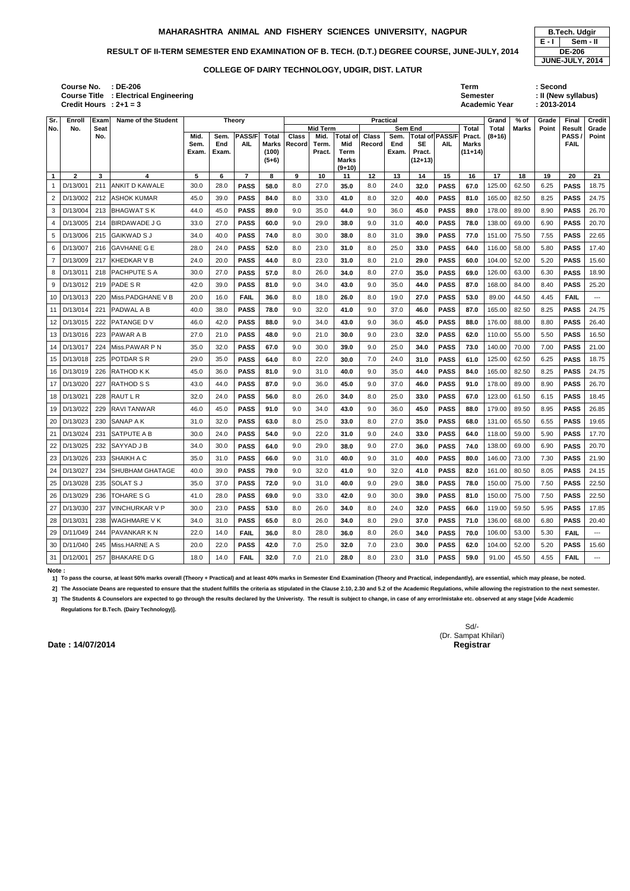# MAHARASHTRA ANIMAL AND FISHERY SCIENCES UNIVERSITY, NAGPUR

| B.Tech. Udgir | |
|---|---|
| E - I | Sem - II |
| DE-206 | |
| JUNE-JULY, 2014 | |

## RESULT OF II-TERM SEMESTER END EXAMINATION OF B. TECH. (D.T.) DEGREE COURSE, JUNE-JULY, 2014

### COLLEGE OF DAIRY TECHNOLOGY, UDGIR, DIST. LATUR

**Course No.** : DE-206
**Course Title** : Electrical Engineering
**Credit Hours** : 2+1 = 3

**Term** : Second
**Semester** : II (New syllabus)
**Academic Year** : 2013-2014

| Sr. No. | Enroll No. | Exam Seat No. | Name of the Student | Theory | | | | Practical | | | | | | | | Grand Total (8+16) | % of Marks | Grade Point | Final Result PASS / FAIL | Credit Grade Point |
|---|---|---|---|---|---|---|---|---|---|---|---|---|---|---|---|---|---|---|---|---|
| | | | | Mid. Sem. Exam. | Sem. End Exam. | PASS/FAIL | Total Marks (100) (5+6) | Mid Term | | | Sem End | | | | Total Pract. Marks (11+14) | | | | | |
| | | | | | | | | Class Record | Mid. Term. Pract. | Total of Mid Term Marks (9+10) | Class Record | Sem. End Exam. | Total of SE Pract. (12+13) | PASS/FAIL | | | | | | |
| 1 | 2 | 3 | 4 | 5 | 6 | 7 | 8 | 9 | 10 | 11 | 12 | 13 | 14 | 15 | 16 | 17 | 18 | 19 | 20 | 21 |
| 1 | D/13/001 | 211 | ANKIT D KAWALE | 30.0 | 28.0 | PASS | 58.0 | 8.0 | 27.0 | 35.0 | 8.0 | 24.0 | 32.0 | PASS | 67.0 | 125.00 | 62.50 | 6.25 | PASS | 18.75 |
| 2 | D/13/002 | 212 | ASHOK KUMAR | 45.0 | 39.0 | PASS | 84.0 | 8.0 | 33.0 | 41.0 | 8.0 | 32.0 | 40.0 | PASS | 81.0 | 165.00 | 82.50 | 8.25 | PASS | 24.75 |
| 3 | D/13/004 | 213 | BHAGWAT S K | 44.0 | 45.0 | PASS | 89.0 | 9.0 | 35.0 | 44.0 | 9.0 | 36.0 | 45.0 | PASS | 89.0 | 178.00 | 89.00 | 8.90 | PASS | 26.70 |
| 4 | D/13/005 | 214 | BIRDAWADE J G | 33.0 | 27.0 | PASS | 60.0 | 9.0 | 29.0 | 38.0 | 9.0 | 31.0 | 40.0 | PASS | 78.0 | 138.00 | 69.00 | 6.90 | PASS | 20.70 |
| 5 | D/13/006 | 215 | GAIKWAD S J | 34.0 | 40.0 | PASS | 74.0 | 8.0 | 30.0 | 38.0 | 8.0 | 31.0 | 39.0 | PASS | 77.0 | 151.00 | 75.50 | 7.55 | PASS | 22.65 |
| 6 | D/13/007 | 216 | GAVHANE G E | 28.0 | 24.0 | PASS | 52.0 | 8.0 | 23.0 | 31.0 | 8.0 | 25.0 | 33.0 | PASS | 64.0 | 116.00 | 58.00 | 5.80 | PASS | 17.40 |
| 7 | D/13/009 | 217 | KHEDKAR V B | 24.0 | 20.0 | PASS | 44.0 | 8.0 | 23.0 | 31.0 | 8.0 | 21.0 | 29.0 | PASS | 60.0 | 104.00 | 52.00 | 5.20 | PASS | 15.60 |
| 8 | D/13/011 | 218 | PACHPUTE S A | 30.0 | 27.0 | PASS | 57.0 | 8.0 | 26.0 | 34.0 | 8.0 | 27.0 | 35.0 | PASS | 69.0 | 126.00 | 63.00 | 6.30 | PASS | 18.90 |
| 9 | D/13/012 | 219 | PADE S R | 42.0 | 39.0 | PASS | 81.0 | 9.0 | 34.0 | 43.0 | 9.0 | 35.0 | 44.0 | PASS | 87.0 | 168.00 | 84.00 | 8.40 | PASS | 25.20 |
| 10 | D/13/013 | 220 | Miss.PADGHANE V B | 20.0 | 16.0 | FAIL | 36.0 | 8.0 | 18.0 | 26.0 | 8.0 | 19.0 | 27.0 | PASS | 53.0 | 89.00 | 44.50 | 4.45 | FAIL | --- |
| 11 | D/13/014 | 221 | PADWAL A B | 40.0 | 38.0 | PASS | 78.0 | 9.0 | 32.0 | 41.0 | 9.0 | 37.0 | 46.0 | PASS | 87.0 | 165.00 | 82.50 | 8.25 | PASS | 24.75 |
| 12 | D/13/015 | 222 | PATANGE D V | 46.0 | 42.0 | PASS | 88.0 | 9.0 | 34.0 | 43.0 | 9.0 | 36.0 | 45.0 | PASS | 88.0 | 176.00 | 88.00 | 8.80 | PASS | 26.40 |
| 13 | D/13/016 | 223 | PAWAR A B | 27.0 | 21.0 | PASS | 48.0 | 9.0 | 21.0 | 30.0 | 9.0 | 23.0 | 32.0 | PASS | 62.0 | 110.00 | 55.00 | 5.50 | PASS | 16.50 |
| 14 | D/13/017 | 224 | Miss.PAWAR P N | 35.0 | 32.0 | PASS | 67.0 | 9.0 | 30.0 | 39.0 | 9.0 | 25.0 | 34.0 | PASS | 73.0 | 140.00 | 70.00 | 7.00 | PASS | 21.00 |
| 15 | D/13/018 | 225 | POTDAR S R | 29.0 | 35.0 | PASS | 64.0 | 8.0 | 22.0 | 30.0 | 7.0 | 24.0 | 31.0 | PASS | 61.0 | 125.00 | 62.50 | 6.25 | PASS | 18.75 |
| 16 | D/13/019 | 226 | RATHOD K K | 45.0 | 36.0 | PASS | 81.0 | 9.0 | 31.0 | 40.0 | 9.0 | 35.0 | 44.0 | PASS | 84.0 | 165.00 | 82.50 | 8.25 | PASS | 24.75 |
| 17 | D/13/020 | 227 | RATHOD S S | 43.0 | 44.0 | PASS | 87.0 | 9.0 | 36.0 | 45.0 | 9.0 | 37.0 | 46.0 | PASS | 91.0 | 178.00 | 89.00 | 8.90 | PASS | 26.70 |
| 18 | D/13/021 | 228 | RAUT L R | 32.0 | 24.0 | PASS | 56.0 | 8.0 | 26.0 | 34.0 | 8.0 | 25.0 | 33.0 | PASS | 67.0 | 123.00 | 61.50 | 6.15 | PASS | 18.45 |
| 19 | D/13/022 | 229 | RAVI TANWAR | 46.0 | 45.0 | PASS | 91.0 | 9.0 | 34.0 | 43.0 | 9.0 | 36.0 | 45.0 | PASS | 88.0 | 179.00 | 89.50 | 8.95 | PASS | 26.85 |
| 20 | D/13/023 | 230 | SANAP A K | 31.0 | 32.0 | PASS | 63.0 | 8.0 | 25.0 | 33.0 | 8.0 | 27.0 | 35.0 | PASS | 68.0 | 131.00 | 65.50 | 6.55 | PASS | 19.65 |
| 21 | D/13/024 | 231 | SATPUTE A B | 30.0 | 24.0 | PASS | 54.0 | 9.0 | 22.0 | 31.0 | 9.0 | 24.0 | 33.0 | PASS | 64.0 | 118.00 | 59.00 | 5.90 | PASS | 17.70 |
| 22 | D/13/025 | 232 | SAYYAD J B | 34.0 | 30.0 | PASS | 64.0 | 9.0 | 29.0 | 38.0 | 9.0 | 27.0 | 36.0 | PASS | 74.0 | 138.00 | 69.00 | 6.90 | PASS | 20.70 |
| 23 | D/13/026 | 233 | SHAIKH A C | 35.0 | 31.0 | PASS | 66.0 | 9.0 | 31.0 | 40.0 | 9.0 | 31.0 | 40.0 | PASS | 80.0 | 146.00 | 73.00 | 7.30 | PASS | 21.90 |
| 24 | D/13/027 | 234 | SHUBHAM GHATAGE | 40.0 | 39.0 | PASS | 79.0 | 9.0 | 32.0 | 41.0 | 9.0 | 32.0 | 41.0 | PASS | 82.0 | 161.00 | 80.50 | 8.05 | PASS | 24.15 |
| 25 | D/13/028 | 235 | SOLAT S J | 35.0 | 37.0 | PASS | 72.0 | 9.0 | 31.0 | 40.0 | 9.0 | 29.0 | 38.0 | PASS | 78.0 | 150.00 | 75.00 | 7.50 | PASS | 22.50 |
| 26 | D/13/029 | 236 | TOHARE S G | 41.0 | 28.0 | PASS | 69.0 | 9.0 | 33.0 | 42.0 | 9.0 | 30.0 | 39.0 | PASS | 81.0 | 150.00 | 75.00 | 7.50 | PASS | 22.50 |
| 27 | D/13/030 | 237 | VINCHURKAR V P | 30.0 | 23.0 | PASS | 53.0 | 8.0 | 26.0 | 34.0 | 8.0 | 24.0 | 32.0 | PASS | 66.0 | 119.00 | 59.50 | 5.95 | PASS | 17.85 |
| 28 | D/13/031 | 238 | WAGHMARE V K | 34.0 | 31.0 | PASS | 65.0 | 8.0 | 26.0 | 34.0 | 8.0 | 29.0 | 37.0 | PASS | 71.0 | 136.00 | 68.00 | 6.80 | PASS | 20.40 |
| 29 | D/11/049 | 244 | PAVANKAR K N | 22.0 | 14.0 | FAIL | 36.0 | 8.0 | 28.0 | 36.0 | 8.0 | 26.0 | 34.0 | PASS | 70.0 | 106.00 | 53.00 | 5.30 | FAIL | --- |
| 30 | D/11/040 | 245 | Miss.HARNE A S | 20.0 | 22.0 | PASS | 42.0 | 7.0 | 25.0 | 32.0 | 7.0 | 23.0 | 30.0 | PASS | 62.0 | 104.00 | 52.00 | 5.20 | PASS | 15.60 |
| 31 | D/12/001 | 257 | BHAKARE D G | 18.0 | 14.0 | FAIL | 32.0 | 7.0 | 21.0 | 28.0 | 8.0 | 23.0 | 31.0 | PASS | 59.0 | 91.00 | 45.50 | 4.55 | FAIL | --- |

**Note :**

1] To pass the course, at least 50% marks overall (Theory + Practical) and at least 40% marks in Semester End Examination (Theory and Practical, independantly), are essential, which may please, be noted.

2] The Associate Deans are requested to ensure that the student fulfills the criteria as stipulated in the Clause 2.10, 2.30 and 5.2 of the Academic Regulations, while allowing the registration to the next semester.

3] The Students & Counselors are expected to go through the results declared by the Univeristy. The result is subject to change, in case of any error/mistake etc. observed at any stage [vide Academic Regulations for B.Tech. (Dairy Technology)].

Sd/-
(Dr. Sampat Khilari)
**Registrar**

**Date : 14/07/2014**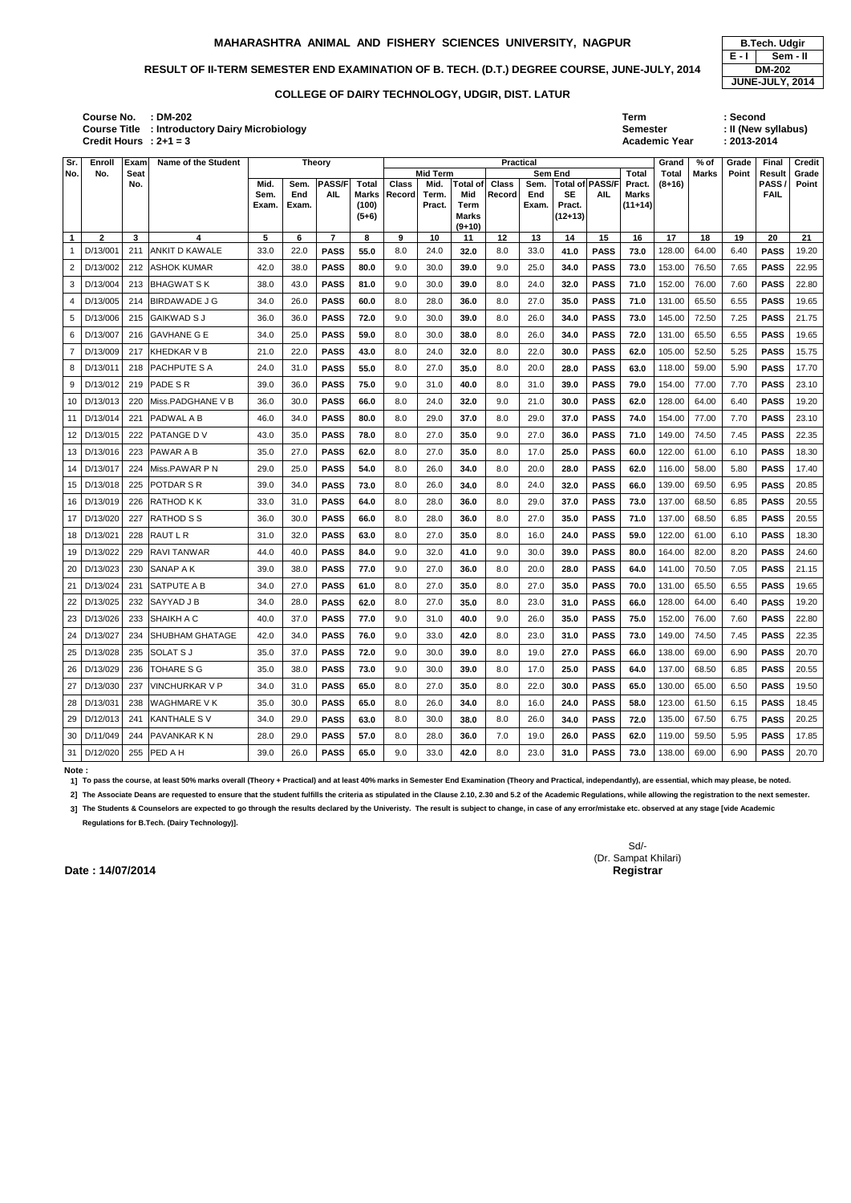# MAHARASHTRA ANIMAL AND FISHERY SCIENCES UNIVERSITY, NAGPUR

| B.Tech. Udgir | |
|---|---|
| E - I | Sem - II |
| DM-202 | |
| JUNE-JULY, 2014 | |

## RESULT OF II-TERM SEMESTER END EXAMINATION OF B. TECH. (D.T.) DEGREE COURSE, JUNE-JULY, 2014

### COLLEGE OF DAIRY TECHNOLOGY, UDGIR, DIST. LATUR

**Course No.** : **DM-202**
**Course Title** : **Introductory Dairy Microbiology**
**Credit Hours** : **2+1 = 3**

**Term** : **Second**
**Semester** : **II (New syllabus)**
**Academic Year** : **2013-2014**

| Sr. No. | Enroll No. | Exam Seat No. | Name of the Student | Theory | | | | Practical | | | | | | | | Grand Total (8+16) | % of Marks | Grade Point | Final Result PASS / FAIL | Credit Grade Point |
|---|---|---|---|---|---|---|---|---|---|---|---|---|---|---|---|---|---|---|---|---|
| | | | | Mid. Sem. Exam. | Sem. End Exam. | PASS/FAIL | Total Marks (100) (5+6) | Mid Term | | | Sem End | | | | Total Pract. Marks (11+14) | | | | | |
| | | | | | | | | Class Record | Mid. Term. Pract. | Total of Mid Term Marks (9+10) | Class Record | Sem. End Exam. | Total of SE Pract. (12+13) | PASS/FAIL | | | | | | |
| 1 | 2 | 3 | 4 | 5 | 6 | 7 | 8 | 9 | 10 | 11 | 12 | 13 | 14 | 15 | 16 | 17 | 18 | 19 | 20 | 21 |
| 1 | D/13/001 | 211 | ANKIT D KAWALE | 33.0 | 22.0 | **PASS** | **55.0** | 8.0 | 24.0 | **32.0** | 8.0 | 33.0 | **41.0** | **PASS** | **73.0** | 128.00 | 64.00 | 6.40 | **PASS** | 19.20 |
| 2 | D/13/002 | 212 | ASHOK KUMAR | 42.0 | 38.0 | **PASS** | **80.0** | 9.0 | 30.0 | **39.0** | 9.0 | 25.0 | **34.0** | **PASS** | **73.0** | 153.00 | 76.50 | 7.65 | **PASS** | 22.95 |
| 3 | D/13/004 | 213 | BHAGWAT S K | 38.0 | 43.0 | **PASS** | **81.0** | 9.0 | 30.0 | **39.0** | 8.0 | 24.0 | **32.0** | **PASS** | **71.0** | 152.00 | 76.00 | 7.60 | **PASS** | 22.80 |
| 4 | D/13/005 | 214 | BIRDAWADE J G | 34.0 | 26.0 | **PASS** | **60.0** | 8.0 | 28.0 | **36.0** | 8.0 | 27.0 | **35.0** | **PASS** | **71.0** | 131.00 | 65.50 | 6.55 | **PASS** | 19.65 |
| 5 | D/13/006 | 215 | GAIKWAD S J | 36.0 | 36.0 | **PASS** | **72.0** | 9.0 | 30.0 | **39.0** | 8.0 | 26.0 | **34.0** | **PASS** | **73.0** | 145.00 | 72.50 | 7.25 | **PASS** | 21.75 |
| 6 | D/13/007 | 216 | GAVHANE G E | 34.0 | 25.0 | **PASS** | **59.0** | 8.0 | 30.0 | **38.0** | 8.0 | 26.0 | **34.0** | **PASS** | **72.0** | 131.00 | 65.50 | 6.55 | **PASS** | 19.65 |
| 7 | D/13/009 | 217 | KHEDKAR V B | 21.0 | 22.0 | **PASS** | **43.0** | 8.0 | 24.0 | **32.0** | 8.0 | 22.0 | **30.0** | **PASS** | **62.0** | 105.00 | 52.50 | 5.25 | **PASS** | 15.75 |
| 8 | D/13/011 | 218 | PACHPUTE S A | 24.0 | 31.0 | **PASS** | **55.0** | 8.0 | 27.0 | **35.0** | 8.0 | 20.0 | **28.0** | **PASS** | **63.0** | 118.00 | 59.00 | 5.90 | **PASS** | 17.70 |
| 9 | D/13/012 | 219 | PADE S R | 39.0 | 36.0 | **PASS** | **75.0** | 9.0 | 31.0 | **40.0** | 8.0 | 31.0 | **39.0** | **PASS** | **79.0** | 154.00 | 77.00 | 7.70 | **PASS** | 23.10 |
| 10 | D/13/013 | 220 | Miss.PADGHANE V B | 36.0 | 30.0 | **PASS** | **66.0** | 8.0 | 24.0 | **32.0** | 9.0 | 21.0 | **30.0** | **PASS** | **62.0** | 128.00 | 64.00 | 6.40 | **PASS** | 19.20 |
| 11 | D/13/014 | 221 | PADWAL A B | 46.0 | 34.0 | **PASS** | **80.0** | 8.0 | 29.0 | **37.0** | 8.0 | 29.0 | **37.0** | **PASS** | **74.0** | 154.00 | 77.00 | 7.70 | **PASS** | 23.10 |
| 12 | D/13/015 | 222 | PATANGE D V | 43.0 | 35.0 | **PASS** | **78.0** | 8.0 | 27.0 | **35.0** | 9.0 | 27.0 | **36.0** | **PASS** | **71.0** | 149.00 | 74.50 | 7.45 | **PASS** | 22.35 |
| 13 | D/13/016 | 223 | PAWAR A B | 35.0 | 27.0 | **PASS** | **62.0** | 8.0 | 27.0 | **35.0** | 8.0 | 17.0 | **25.0** | **PASS** | **60.0** | 122.00 | 61.00 | 6.10 | **PASS** | 18.30 |
| 14 | D/13/017 | 224 | Miss.PAWAR P N | 29.0 | 25.0 | **PASS** | **54.0** | 8.0 | 26.0 | **34.0** | 8.0 | 20.0 | **28.0** | **PASS** | **62.0** | 116.00 | 58.00 | 5.80 | **PASS** | 17.40 |
| 15 | D/13/018 | 225 | POTDAR S R | 39.0 | 34.0 | **PASS** | **73.0** | 8.0 | 26.0 | **34.0** | 8.0 | 24.0 | **32.0** | **PASS** | **66.0** | 139.00 | 69.50 | 6.95 | **PASS** | 20.85 |
| 16 | D/13/019 | 226 | RATHOD K K | 33.0 | 31.0 | **PASS** | **64.0** | 8.0 | 28.0 | **36.0** | 8.0 | 29.0 | **37.0** | **PASS** | **73.0** | 137.00 | 68.50 | 6.85 | **PASS** | 20.55 |
| 17 | D/13/020 | 227 | RATHOD S S | 36.0 | 30.0 | **PASS** | **66.0** | 8.0 | 28.0 | **36.0** | 8.0 | 27.0 | **35.0** | **PASS** | **71.0** | 137.00 | 68.50 | 6.85 | **PASS** | 20.55 |
| 18 | D/13/021 | 228 | RAUT L R | 31.0 | 32.0 | **PASS** | **63.0** | 8.0 | 27.0 | **35.0** | 8.0 | 16.0 | **24.0** | **PASS** | **59.0** | 122.00 | 61.00 | 6.10 | **PASS** | 18.30 |
| 19 | D/13/022 | 229 | RAVI TANWAR | 44.0 | 40.0 | **PASS** | **84.0** | 9.0 | 32.0 | **41.0** | 9.0 | 30.0 | **39.0** | **PASS** | **80.0** | 164.00 | 82.00 | 8.20 | **PASS** | 24.60 |
| 20 | D/13/023 | 230 | SANAP A K | 39.0 | 38.0 | **PASS** | **77.0** | 9.0 | 27.0 | **36.0** | 8.0 | 20.0 | **28.0** | **PASS** | **64.0** | 141.00 | 70.50 | 7.05 | **PASS** | 21.15 |
| 21 | D/13/024 | 231 | SATPUTE A B | 34.0 | 27.0 | **PASS** | **61.0** | 8.0 | 27.0 | **35.0** | 8.0 | 27.0 | **35.0** | **PASS** | **70.0** | 131.00 | 65.50 | 6.55 | **PASS** | 19.65 |
| 22 | D/13/025 | 232 | SAYYAD J B | 34.0 | 28.0 | **PASS** | **62.0** | 8.0 | 27.0 | **35.0** | 8.0 | 23.0 | **31.0** | **PASS** | **66.0** | 128.00 | 64.00 | 6.40 | **PASS** | 19.20 |
| 23 | D/13/026 | 233 | SHAIKH A C | 40.0 | 37.0 | **PASS** | **77.0** | 9.0 | 31.0 | **40.0** | 9.0 | 26.0 | **35.0** | **PASS** | **75.0** | 152.00 | 76.00 | 7.60 | **PASS** | 22.80 |
| 24 | D/13/027 | 234 | SHUBHAM GHATAGE | 42.0 | 34.0 | **PASS** | **76.0** | 9.0 | 33.0 | **42.0** | 8.0 | 23.0 | **31.0** | **PASS** | **73.0** | 149.00 | 74.50 | 7.45 | **PASS** | 22.35 |
| 25 | D/13/028 | 235 | SOLAT S J | 35.0 | 37.0 | **PASS** | **72.0** | 9.0 | 30.0 | **39.0** | 8.0 | 19.0 | **27.0** | **PASS** | **66.0** | 138.00 | 69.00 | 6.90 | **PASS** | 20.70 |
| 26 | D/13/029 | 236 | TOHARE S G | 35.0 | 38.0 | **PASS** | **73.0** | 9.0 | 30.0 | **39.0** | 8.0 | 17.0 | **25.0** | **PASS** | **64.0** | 137.00 | 68.50 | 6.85 | **PASS** | 20.55 |
| 27 | D/13/030 | 237 | VINCHURKAR V P | 34.0 | 31.0 | **PASS** | **65.0** | 8.0 | 27.0 | **35.0** | 8.0 | 22.0 | **30.0** | **PASS** | **65.0** | 130.00 | 65.00 | 6.50 | **PASS** | 19.50 |
| 28 | D/13/031 | 238 | WAGHMARE V K | 35.0 | 30.0 | **PASS** | **65.0** | 8.0 | 26.0 | **34.0** | 8.0 | 16.0 | **24.0** | **PASS** | **58.0** | 123.00 | 61.50 | 6.15 | **PASS** | 18.45 |
| 29 | D/12/013 | 241 | KANTHALE S V | 34.0 | 29.0 | **PASS** | **63.0** | 8.0 | 30.0 | **38.0** | 8.0 | 26.0 | **34.0** | **PASS** | **72.0** | 135.00 | 67.50 | 6.75 | **PASS** | 20.25 |
| 30 | D/11/049 | 244 | PAVANKAR K N | 28.0 | 29.0 | **PASS** | **57.0** | 8.0 | 28.0 | **36.0** | 7.0 | 19.0 | **26.0** | **PASS** | **62.0** | 119.00 | 59.50 | 5.95 | **PASS** | 17.85 |
| 31 | D/12/020 | 255 | PED A H | 39.0 | 26.0 | **PASS** | **65.0** | 9.0 | 33.0 | **42.0** | 8.0 | 23.0 | **31.0** | **PASS** | **73.0** | 138.00 | 69.00 | 6.90 | **PASS** | 20.70 |

**Note :**

1] **To pass the course, at least 50% marks overall (Theory + Practical) and at least 40% marks in Semester End Examination (Theory and Practical, independantly), are essential, which may please, be noted.**

2] **The Associate Deans are requested to ensure that the student fulfills the criteria as stipulated in the Clause 2.10, 2.30 and 5.2 of the Academic Regulations, while allowing the registration to the next semester.**

3] **The Students & Counselors are expected to go through the results declared by the Univeristy. The result is subject to change, in case of any error/mistake etc. observed at any stage [vide Academic Regulations for B.Tech. (Dairy Technology)].**

Sd/-
(Dr. Sampat Khilari)
**Registrar**

**Date : 14/07/2014**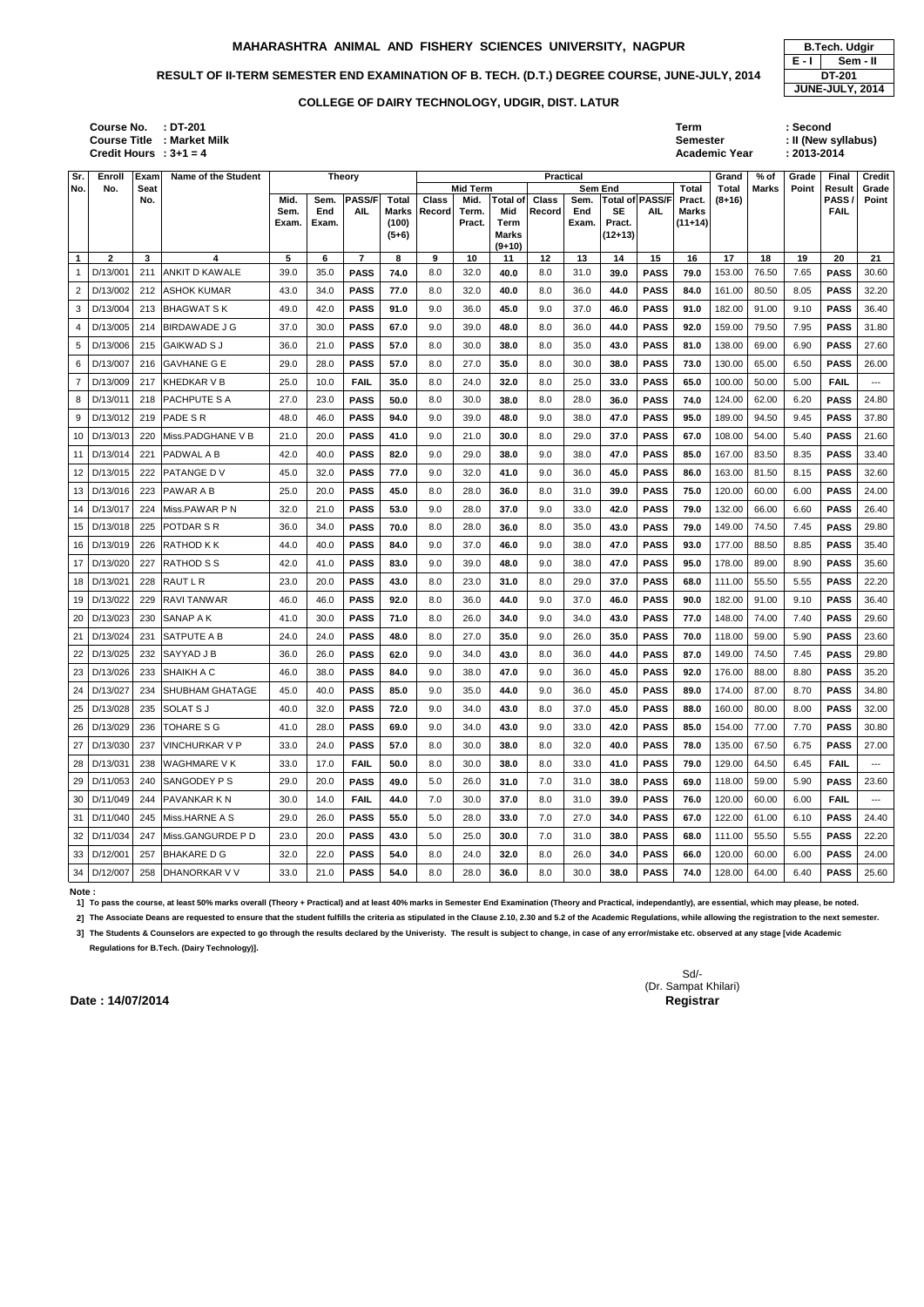**B.Tech. Udgir**
**E - I | Sem - II**
**DT-201**
**JUNE-JULY, 2014**

## MAHARASHTRA ANIMAL AND FISHERY SCIENCES UNIVERSITY, NAGPUR

### RESULT OF II-TERM SEMESTER END EXAMINATION OF B. TECH. (D.T.) DEGREE COURSE, JUNE-JULY, 2014

### COLLEGE OF DAIRY TECHNOLOGY, UDGIR, DIST. LATUR

**Course No.** : DT-201
**Course Title** : Market Milk
**Credit Hours** : 3+1 = 4

**Term** : Second
**Semester** : II (New syllabus)
**Academic Year** : 2013-2014

| Sr. No. | Enroll No. | Exam Seat No. | Name of the Student | Theory | | | | Practical | | | | | | | | Grand Total (8+16) | % of Marks | Grade Point | Final Result PASS / FAIL | Credit Grade Point |
|---|---|---|---|---|---|---|---|---|---|---|---|---|---|---|---|---|---|---|---|---|
| | | | | Mid. Sem. Exam. | Sem. End Exam. | PASS/FAIL | Total Marks (100) (5+6) | Mid Term | | | Sem End | | | | Total Pract. Marks (11+14) | | | | | |
| | | | | | | | | Class Record | Mid. Term. Pract. | Total of Mid Term Marks (9+10) | Class Record | Sem. End Exam. | Total of SE Pract. (12+13) | PASS/FAIL | | | | | | |
| 1 | 2 | 3 | 4 | 5 | 6 | 7 | 8 | 9 | 10 | 11 | 12 | 13 | 14 | 15 | 16 | 17 | 18 | 19 | 20 | 21 |
| 1 | D/13/001 | 211 | ANKIT D KAWALE | 39.0 | 35.0 | PASS | 74.0 | 8.0 | 32.0 | 40.0 | 8.0 | 31.0 | 39.0 | PASS | 79.0 | 153.00 | 76.50 | 7.65 | PASS | 30.60 |
| 2 | D/13/002 | 212 | ASHOK KUMAR | 43.0 | 34.0 | PASS | 77.0 | 8.0 | 32.0 | 40.0 | 8.0 | 36.0 | 44.0 | PASS | 84.0 | 161.00 | 80.50 | 8.05 | PASS | 32.20 |
| 3 | D/13/004 | 213 | BHAGWAT S K | 49.0 | 42.0 | PASS | 91.0 | 9.0 | 36.0 | 45.0 | 9.0 | 37.0 | 46.0 | PASS | 91.0 | 182.00 | 91.00 | 9.10 | PASS | 36.40 |
| 4 | D/13/005 | 214 | BIRDAWADE J G | 37.0 | 30.0 | PASS | 67.0 | 9.0 | 39.0 | 48.0 | 8.0 | 36.0 | 44.0 | PASS | 92.0 | 159.00 | 79.50 | 7.95 | PASS | 31.80 |
| 5 | D/13/006 | 215 | GAIKWAD S J | 36.0 | 21.0 | PASS | 57.0 | 8.0 | 30.0 | 38.0 | 8.0 | 35.0 | 43.0 | PASS | 81.0 | 138.00 | 69.00 | 6.90 | PASS | 27.60 |
| 6 | D/13/007 | 216 | GAVHANE G E | 29.0 | 28.0 | PASS | 57.0 | 8.0 | 27.0 | 35.0 | 8.0 | 30.0 | 38.0 | PASS | 73.0 | 130.00 | 65.00 | 6.50 | PASS | 26.00 |
| 7 | D/13/009 | 217 | KHEDKAR V B | 25.0 | 10.0 | FAIL | 35.0 | 8.0 | 24.0 | 32.0 | 8.0 | 25.0 | 33.0 | PASS | 65.0 | 100.00 | 50.00 | 5.00 | FAIL | --- |
| 8 | D/13/011 | 218 | PACHPUTE S A | 27.0 | 23.0 | PASS | 50.0 | 8.0 | 30.0 | 38.0 | 8.0 | 28.0 | 36.0 | PASS | 74.0 | 124.00 | 62.00 | 6.20 | PASS | 24.80 |
| 9 | D/13/012 | 219 | PADE S R | 48.0 | 46.0 | PASS | 94.0 | 9.0 | 39.0 | 48.0 | 9.0 | 38.0 | 47.0 | PASS | 95.0 | 189.00 | 94.50 | 9.45 | PASS | 37.80 |
| 10 | D/13/013 | 220 | Miss.PADGHANE V B | 21.0 | 20.0 | PASS | 41.0 | 9.0 | 21.0 | 30.0 | 8.0 | 29.0 | 37.0 | PASS | 67.0 | 108.00 | 54.00 | 5.40 | PASS | 21.60 |
| 11 | D/13/014 | 221 | PADWAL A B | 42.0 | 40.0 | PASS | 82.0 | 9.0 | 29.0 | 38.0 | 9.0 | 38.0 | 47.0 | PASS | 85.0 | 167.00 | 83.50 | 8.35 | PASS | 33.40 |
| 12 | D/13/015 | 222 | PATANGE D V | 45.0 | 32.0 | PASS | 77.0 | 9.0 | 32.0 | 41.0 | 9.0 | 36.0 | 45.0 | PASS | 86.0 | 163.00 | 81.50 | 8.15 | PASS | 32.60 |
| 13 | D/13/016 | 223 | PAWAR A B | 25.0 | 20.0 | PASS | 45.0 | 8.0 | 28.0 | 36.0 | 8.0 | 31.0 | 39.0 | PASS | 75.0 | 120.00 | 60.00 | 6.00 | PASS | 24.00 |
| 14 | D/13/017 | 224 | Miss.PAWAR P N | 32.0 | 21.0 | PASS | 53.0 | 9.0 | 28.0 | 37.0 | 9.0 | 33.0 | 42.0 | PASS | 79.0 | 132.00 | 66.00 | 6.60 | PASS | 26.40 |
| 15 | D/13/018 | 225 | POTDAR S R | 36.0 | 34.0 | PASS | 70.0 | 8.0 | 28.0 | 36.0 | 8.0 | 35.0 | 43.0 | PASS | 79.0 | 149.00 | 74.50 | 7.45 | PASS | 29.80 |
| 16 | D/13/019 | 226 | RATHOD K K | 44.0 | 40.0 | PASS | 84.0 | 9.0 | 37.0 | 46.0 | 9.0 | 38.0 | 47.0 | PASS | 93.0 | 177.00 | 88.50 | 8.85 | PASS | 35.40 |
| 17 | D/13/020 | 227 | RATHOD S S | 42.0 | 41.0 | PASS | 83.0 | 9.0 | 39.0 | 48.0 | 9.0 | 38.0 | 47.0 | PASS | 95.0 | 178.00 | 89.00 | 8.90 | PASS | 35.60 |
| 18 | D/13/021 | 228 | RAUT L R | 23.0 | 20.0 | PASS | 43.0 | 8.0 | 23.0 | 31.0 | 8.0 | 29.0 | 37.0 | PASS | 68.0 | 111.00 | 55.50 | 5.55 | PASS | 22.20 |
| 19 | D/13/022 | 229 | RAVI TANWAR | 46.0 | 46.0 | PASS | 92.0 | 8.0 | 36.0 | 44.0 | 9.0 | 37.0 | 46.0 | PASS | 90.0 | 182.00 | 91.00 | 9.10 | PASS | 36.40 |
| 20 | D/13/023 | 230 | SANAP A K | 41.0 | 30.0 | PASS | 71.0 | 8.0 | 26.0 | 34.0 | 9.0 | 34.0 | 43.0 | PASS | 77.0 | 148.00 | 74.00 | 7.40 | PASS | 29.60 |
| 21 | D/13/024 | 231 | SATPUTE A B | 24.0 | 24.0 | PASS | 48.0 | 8.0 | 27.0 | 35.0 | 9.0 | 26.0 | 35.0 | PASS | 70.0 | 118.00 | 59.00 | 5.90 | PASS | 23.60 |
| 22 | D/13/025 | 232 | SAYYAD J B | 36.0 | 26.0 | PASS | 62.0 | 9.0 | 34.0 | 43.0 | 8.0 | 36.0 | 44.0 | PASS | 87.0 | 149.00 | 74.50 | 7.45 | PASS | 29.80 |
| 23 | D/13/026 | 233 | SHAIKH A C | 46.0 | 38.0 | PASS | 84.0 | 9.0 | 38.0 | 47.0 | 9.0 | 36.0 | 45.0 | PASS | 92.0 | 176.00 | 88.00 | 8.80 | PASS | 35.20 |
| 24 | D/13/027 | 234 | SHUBHAM GHATAGE | 45.0 | 40.0 | PASS | 85.0 | 9.0 | 35.0 | 44.0 | 9.0 | 36.0 | 45.0 | PASS | 89.0 | 174.00 | 87.00 | 8.70 | PASS | 34.80 |
| 25 | D/13/028 | 235 | SOLAT S J | 40.0 | 32.0 | PASS | 72.0 | 9.0 | 34.0 | 43.0 | 8.0 | 37.0 | 45.0 | PASS | 88.0 | 160.00 | 80.00 | 8.00 | PASS | 32.00 |
| 26 | D/13/029 | 236 | TOHARE S G | 41.0 | 28.0 | PASS | 69.0 | 9.0 | 34.0 | 43.0 | 9.0 | 33.0 | 42.0 | PASS | 85.0 | 154.00 | 77.00 | 7.70 | PASS | 30.80 |
| 27 | D/13/030 | 237 | VINCHURKAR V P | 33.0 | 24.0 | PASS | 57.0 | 8.0 | 30.0 | 38.0 | 8.0 | 32.0 | 40.0 | PASS | 78.0 | 135.00 | 67.50 | 6.75 | PASS | 27.00 |
| 28 | D/13/031 | 238 | WAGHMARE V K | 33.0 | 17.0 | FAIL | 50.0 | 8.0 | 30.0 | 38.0 | 8.0 | 33.0 | 41.0 | PASS | 79.0 | 129.00 | 64.50 | 6.45 | FAIL | --- |
| 29 | D/11/053 | 240 | SANGODEY P S | 29.0 | 20.0 | PASS | 49.0 | 5.0 | 26.0 | 31.0 | 7.0 | 31.0 | 38.0 | PASS | 69.0 | 118.00 | 59.00 | 5.90 | PASS | 23.60 |
| 30 | D/11/049 | 244 | PAVANKAR K N | 30.0 | 14.0 | FAIL | 44.0 | 7.0 | 30.0 | 37.0 | 8.0 | 31.0 | 39.0 | PASS | 76.0 | 120.00 | 60.00 | 6.00 | FAIL | --- |
| 31 | D/11/040 | 245 | Miss.HARNE A S | 29.0 | 26.0 | PASS | 55.0 | 5.0 | 28.0 | 33.0 | 7.0 | 27.0 | 34.0 | PASS | 67.0 | 122.00 | 61.00 | 6.10 | PASS | 24.40 |
| 32 | D/11/034 | 247 | Miss.GANGURDE P D | 23.0 | 20.0 | PASS | 43.0 | 5.0 | 25.0 | 30.0 | 7.0 | 31.0 | 38.0 | PASS | 68.0 | 111.00 | 55.50 | 5.55 | PASS | 22.20 |
| 33 | D/12/001 | 257 | BHAKARE D G | 32.0 | 22.0 | PASS | 54.0 | 8.0 | 24.0 | 32.0 | 8.0 | 26.0 | 34.0 | PASS | 66.0 | 120.00 | 60.00 | 6.00 | PASS | 24.00 |
| 34 | D/12/007 | 258 | DHANORKAR V V | 33.0 | 21.0 | PASS | 54.0 | 8.0 | 28.0 | 36.0 | 8.0 | 30.0 | 38.0 | PASS | 74.0 | 128.00 | 64.00 | 6.40 | PASS | 25.60 |

**Note :**

1] To pass the course, at least 50% marks overall (Theory + Practical) and at least 40% marks in Semester End Examination (Theory and Practical, independantly), are essential, which may please, be noted.

2] The Associate Deans are requested to ensure that the student fulfills the criteria as stipulated in the Clause 2.10, 2.30 and 5.2 of the Academic Regulations, while allowing the registration to the next semester.

3] The Students & Counselors are expected to go through the results declared by the Univeristy. The result is subject to change, in case of any error/mistake etc. observed at any stage [vide Academic Regulations for B.Tech. (Dairy Technology)].

Sd/-
(Dr. Sampat Khilari)
**Registrar**

**Date : 14/07/2014**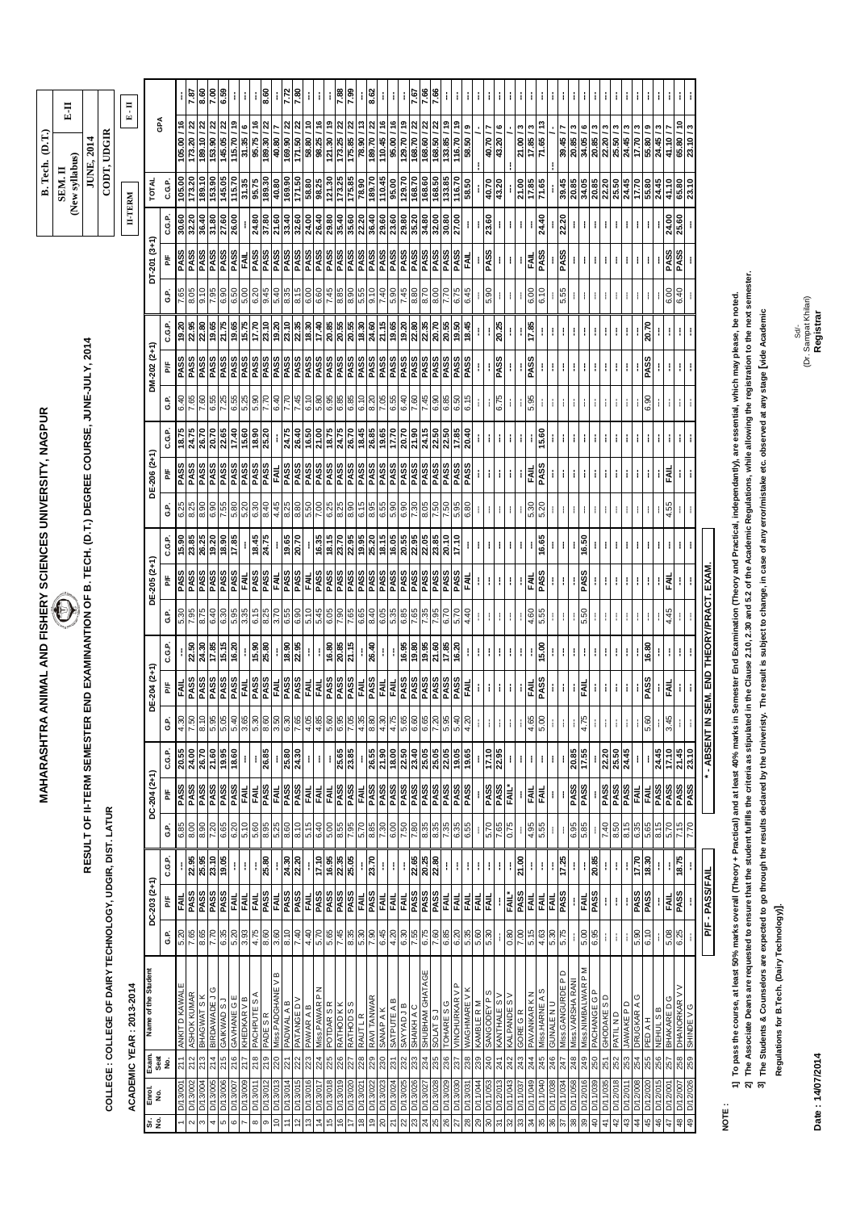# MAHARASHTRA ANIMAL AND FISHERY SCIENCES UNIVERSITY, NAGPUR

## RESULT OF II-TERM SEMESTER END EXAMINANTION OF B. TECH. (D.T.) DEGREE COURSE, JUNE-JULY, 2014

| B. Tech. (D.T.) | |
|---|---|
| SEM. II (New syllabus) | E-II |
| JUNE, 2014 | |
| CODT, UDGIR | |

II-TERM E - II

**COLLEGE : COLLEGE OF DAIRY TECHNOLOGY, UDGIR, DIST. LATUR**

**ACADEMIC YEAR : 2013-2014**

| Sr. No. | Enrol. No. | Exam. Seat No. | Name of the Student | DC-203 (2+1) | | | DC-204 (2+1) | | | DE-204 (2+1) | | | DE-205 (2+1) | | | DE-206 (2+1) | | | DM-202 (2+1) | | | DT-201 (3+1) | | | TOTAL | GPA | |
|---|---|---|---|---|---|---|---|---|---|---|---|---|---|---|---|---|---|---|---|---|---|---|---|---|---|---|---|
| | | | | G.P. | P/F | C.G.P. | G.P. | P/F | C.G.P. | G.P. | P/F | C.G.P. | G.P. | P/F | C.G.P. | G.P. | P/F | C.G.P. | G.P. | P/F | C.G.P. | G.P. | P/F | C.G.P. | C.G.P. | | |
| 1 | D/13/001 | 211 | ANKIT D KAWALE | 5.20 | FAIL | --- | 6.85 | PASS | 20.55 | 4.30 | FAIL | --- | 5.30 | PASS | 15.90 | 6.25 | PASS | 18.75 | 6.40 | PASS | 19.20 | 7.65 | PASS | 30.60 | 105.00 | 105.00 / 16 | --- |
| 2 | D/13/002 | 212 | ASHOK KUMAR | 7.65 | PASS | 22.95 | 8.00 | PASS | 24.00 | 7.50 | PASS | 22.50 | 7.95 | PASS | 23.85 | 8.25 | PASS | 24.75 | 7.65 | PASS | 22.95 | 8.05 | PASS | 32.20 | 173.20 | 173.20 / 22 | 7.87 |
| 3 | D/13/004 | 213 | BHAGWAT S K | 8.65 | PASS | 25.95 | 8.90 | PASS | 26.70 | 8.10 | PASS | 24.30 | 8.75 | PASS | 26.25 | 8.90 | PASS | 26.70 | 7.60 | PASS | 22.80 | 9.10 | PASS | 36.40 | 189.10 | 189.10 / 22 | 8.60 |
| 4 | D/13/005 | 214 | BIRDAWADE J G | 7.70 | PASS | 23.10 | 7.20 | PASS | 21.60 | 5.95 | PASS | 17.85 | 6.40 | PASS | 19.20 | 6.90 | PASS | 20.70 | 6.55 | PASS | 19.65 | 7.95 | PASS | 31.80 | 153.90 | 153.90 / 22 | 7.00 |
| 5 | D/13/006 | 215 | GAIKWAD S J | 6.35 | PASS | 19.05 | 6.65 | PASS | 19.95 | 5.05 | PASS | 15.15 | 6.30 | PASS | 18.90 | 7.55 | PASS | 22.65 | 7.25 | PASS | 21.75 | 6.90 | PASS | 27.60 | 145.05 | 145.05 / 22 | 6.59 |
| 6 | D/13/007 | 216 | GAVHANE G E | 5.20 | FAIL | --- | 6.20 | PASS | 18.60 | 5.40 | PASS | 16.20 | 5.95 | PASS | 17.85 | 5.80 | PASS | 17.40 | 6.55 | PASS | 19.65 | 6.50 | PASS | 26.00 | 115.70 | 115.70 / 19 | --- |
| 7 | D/13/009 | 217 | KHEDKAR V B | 3.93 | FAIL | --- | 5.10 | FAIL | --- | 3.65 | FAIL | --- | 3.35 | FAIL | --- | 5.20 | PASS | 15.60 | 5.25 | PASS | 15.75 | 5.00 | FAIL | --- | 31.35 | 31.35 / 6 | --- |
| 8 | D/13/011 | 218 | PADPUTE S A | 4.75 | FAIL | --- | 5.60 | FAIL | --- | 5.30 | PASS | 15.90 | 6.15 | PASS | 18.45 | 6.30 | PASS | 18.90 | 5.90 | PASS | 17.70 | 6.20 | PASS | 24.80 | 95.75 | 95.75 / 16 | --- |
| 9 | D/13/012 | 219 | PADE S R | 8.60 | PASS | 25.80 | 8.95 | PASS | 26.85 | 8.60 | PASS | 25.80 | 8.25 | PASS | 24.75 | 8.40 | PASS | 25.20 | 7.70 | PASS | 23.10 | 9.45 | PASS | 37.80 | 189.30 | 189.30 / 22 | 8.60 |
| 10 | D/13/013 | 220 | Miss.PADGHANE V B | 3.60 | FAIL | --- | 5.25 | FAIL | --- | 3.50 | FAIL | --- | 3.70 | FAIL | --- | 4.45 | FAIL | --- | 6.40 | PASS | 19.20 | 5.40 | PASS | 21.60 | 40.80 | 40.80 / 7 | --- |
| 11 | D/13/014 | 221 | PADWAL A B | 8.10 | PASS | 24.30 | 8.60 | PASS | 25.80 | 6.30 | PASS | 18.90 | 6.55 | PASS | 19.65 | 8.25 | PASS | 24.75 | 7.70 | PASS | 23.10 | 8.35 | PASS | 33.40 | 169.90 | 169.90 / 22 | 7.72 |
| 12 | D/13/015 | 222 | PATANGE D V | 7.40 | PASS | 22.20 | 8.10 | PASS | 24.30 | 7.65 | PASS | 22.95 | 6.90 | PASS | 20.70 | 8.80 | PASS | 26.40 | 7.45 | PASS | 22.35 | 8.15 | PASS | 32.60 | 171.50 | 171.50 / 22 | 7.80 |
| 13 | D/13/016 | 223 | PAWAR A B | 4.40 | FAIL | --- | 5.15 | FAIL | --- | 4.05 | FAIL | --- | 5.10 | FAIL | --- | 5.50 | PASS | 16.50 | 6.10 | PASS | 18.30 | 6.00 | PASS | 24.00 | 58.80 | 58.80 / 10 | --- |
| 14 | D/13/017 | 224 | Miss.PAWAR P N | 5.70 | PASS | 17.10 | 6.40 | FAIL | --- | 4.85 | FAIL | --- | 5.45 | PASS | 16.35 | 7.00 | PASS | 21.00 | 5.80 | PASS | 17.40 | 6.60 | PASS | 26.40 | 98.25 | 98.25 / 16 | --- |
| 15 | D/13/018 | 225 | POTDAR S R | 5.65 | PASS | 16.95 | 5.00 | FAIL | --- | 5.60 | PASS | 16.80 | 6.05 | PASS | 18.15 | 6.25 | PASS | 18.75 | 6.95 | PASS | 20.85 | 7.45 | PASS | 29.80 | 121.30 | 121.30 / 19 | --- |
| 16 | D/13/019 | 226 | RATHOD K K | 7.45 | PASS | 22.35 | 8.55 | PASS | 25.65 | 6.95 | PASS | 20.85 | 7.90 | PASS | 23.70 | 8.25 | PASS | 24.75 | 6.85 | PASS | 20.55 | 8.85 | PASS | 35.40 | 173.25 | 173.25 / 22 | 7.88 |
| 17 | D/13/020 | 227 | RATHOD S S | 8.35 | PASS | 25.05 | 7.95 | PASS | 23.85 | 7.05 | PASS | 21.15 | 7.65 | PASS | 22.95 | 8.90 | PASS | 26.70 | 6.85 | PASS | 20.55 | 8.90 | PASS | 35.60 | 175.85 | 175.85 / 22 | 7.99 |
| 18 | D/13/021 | 228 | RAUT L R | 5.30 | FAIL | --- | 5.70 | FAIL | --- | 4.35 | FAIL | --- | 6.65 | PASS | 19.95 | 6.15 | PASS | 18.45 | 6.10 | PASS | 18.30 | 5.55 | PASS | 22.20 | 78.90 | 78.90 / 13 | --- |
| 19 | D/13/022 | 229 | RAVI TANWAR | 7.90 | PASS | 23.70 | 8.85 | PASS | 26.55 | 8.80 | PASS | 26.40 | 8.40 | PASS | 25.20 | 8.95 | PASS | 26.85 | 8.20 | PASS | 24.60 | 9.10 | PASS | 36.40 | 189.70 | 189.70 / 22 | 8.62 |
| 20 | D/13/023 | 230 | SANAP A K | 6.45 | FAIL | --- | 7.30 | PASS | 21.90 | 4.30 | FAIL | --- | 6.05 | PASS | 18.15 | 6.55 | PASS | 19.65 | 7.05 | PASS | 21.15 | 7.40 | PASS | 29.60 | 110.45 | 110.45 / 16 | --- |
| 21 | D/13/024 | 231 | SATPUTE A B | 4.20 | FAIL | --- | 6.00 | PASS | 18.00 | 4.75 | FAIL | --- | 5.35 | PASS | 16.05 | 5.90 | PASS | 17.70 | 6.55 | PASS | 19.65 | 5.90 | PASS | 23.60 | 95.00 | 95.00 / 16 | --- |
| 22 | D/13/025 | 232 | SAYYAD J B | 6.30 | FAIL | --- | 7.50 | PASS | 22.50 | 5.65 | PASS | 16.95 | 6.85 | PASS | 20.55 | 6.90 | PASS | 20.70 | 6.40 | PASS | 19.20 | 7.45 | PASS | 29.80 | 129.70 | 129.70 / 19 | --- |
| 23 | D/13/026 | 233 | SHAIKH A C | 7.55 | PASS | 22.65 | 7.80 | PASS | 23.40 | 6.60 | PASS | 19.80 | 7.65 | PASS | 22.95 | 7.30 | PASS | 21.90 | 7.60 | PASS | 22.80 | 8.80 | PASS | 35.20 | 168.70 | 168.70 / 22 | 7.67 |
| 24 | D/13/027 | 234 | SHUBHAM GHATAGE | 6.75 | PASS | 20.25 | 8.35 | PASS | 25.05 | 6.65 | PASS | 19.95 | 7.35 | PASS | 22.05 | 8.05 | PASS | 24.15 | 7.45 | PASS | 22.35 | 8.70 | PASS | 34.80 | 168.60 | 168.60 / 22 | 7.66 |
| 25 | D/13/028 | 235 | SOLAT S J | 7.60 | PASS | 22.80 | 8.35 | PASS | 25.05 | 7.20 | PASS | 21.60 | 7.95 | PASS | 23.85 | 7.50 | PASS | 22.50 | 6.90 | PASS | 20.70 | 8.00 | PASS | 32.00 | 168.50 | 168.50 / 22 | 7.66 |
| 26 | D/13/029 | 236 | TOHARE S G | 6.85 | FAIL | --- | 7.35 | PASS | 22.05 | 5.95 | PASS | 17.85 | 6.70 | PASS | 20.10 | 7.50 | PASS | 22.50 | 6.85 | PASS | 20.55 | 7.70 | PASS | 30.80 | 133.85 | 133.85 / 19 | --- |
| 27 | D/13/030 | 237 | VINCHURKAR V P | 6.20 | FAIL | --- | 6.35 | PASS | 19.05 | 5.40 | PASS | 16.20 | 5.70 | PASS | 17.10 | 5.95 | PASS | 17.85 | 6.50 | PASS | 19.50 | 6.75 | PASS | 27.00 | 116.70 | 116.70 / 19 | --- |
| 28 | D/13/031 | 238 | WAGHMARE V K | 5.35 | FAIL | --- | 6.55 | PASS | 19.65 | 4.20 | FAIL | --- | 4.40 | FAIL | --- | 6.80 | PASS | 20.40 | 6.15 | PASS | 18.45 | 6.45 | FAIL | --- | 58.50 | 58.50 / 9 | --- |
| 29 | D/11/044 | 239 | KAMBLE R M | 5.60 | FAIL | --- | --- | --- | --- | --- | --- | --- | --- | --- | --- | --- | --- | --- | --- | --- | --- | --- | --- | --- | --- | / - | --- |
| 30 | D/11/053 | 240 | SANGODEY P S | 5.30 | FAIL | --- | 5.70 | PASS | 17.10 | --- | --- | --- | --- | --- | --- | --- | --- | --- | --- | --- | --- | 5.90 | PASS | 23.60 | 40.70 | 40.70 / 7 | --- |
| 31 | D/12/013 | 241 | KANTHALE S V | --- | --- | --- | 7.65 | PASS | 22.95 | --- | --- | --- | --- | --- | --- | --- | --- | --- | 6.75 | PASS | 20.25 | --- | --- | --- | 43.20 | 43.20 / 6 | --- |
| 32 | D/11/043 | 242 | KALPANDE S V | 0.80 | FAIL* | --- | 0.75 | FAIL* | --- | --- | --- | --- | --- | --- | --- | --- | --- | --- | --- | --- | --- | --- | --- | --- | --- | / - | --- |
| 33 | D/11/037 | 243 | GORE G R | 7.00 | PASS | 21.00 | --- | --- | --- | --- | --- | --- | --- | --- | --- | --- | --- | --- | --- | --- | --- | --- | --- | --- | 21.00 | 21.00 / 3 | --- |
| 34 | D/11/049 | 244 | PAWANIKAR K N | 5.15 | FAIL | --- | 4.55 | FAIL | --- | 4.65 | FAIL | --- | 4.60 | FAIL | --- | 5.30 | FAIL | --- | 5.95 | PASS | 17.85 | 6.00 | FAIL | --- | 17.85 | 17.85 / 3 | --- |
| 35 | D/12/017 | 245 | Miss.HARNE A S | 4.63 | FAIL | --- | 5.55 | FAIL | --- | 5.00 | PASS | 15.00 | 5.55 | PASS | 16.65 | 5.20 | PASS | 15.60 | --- | --- | --- | 6.10 | PASS | 24.40 | 71.65 | 71.65 / 13 | --- |
| 36 | D/11/038 | 246 | GUNALE N U | 5.30 | FAIL | --- | --- | --- | --- | --- | --- | --- | --- | --- | --- | --- | --- | --- | --- | --- | --- | --- | --- | --- | --- | / - | --- |
| 37 | D/11/034 | 247 | Miss.GANGURDE P D | 5.75 | PASS | 17.25 | --- | --- | --- | --- | --- | --- | --- | --- | --- | --- | --- | --- | --- | --- | --- | 5.55 | PASS | 22.20 | 39.45 | 39.45 / 7 | --- |
| 38 | D/11/058 | 248 | Miss.VARSHA RANI | --- | --- | --- | 6.95 | PASS | 20.85 | --- | --- | --- | --- | --- | --- | --- | --- | --- | --- | --- | --- | --- | --- | --- | 20.85 | 20.85 / 3 | --- |
| 39 | D/12/016 | 249 | Miss.NIMBALWAR P M | 5.00 | FAIL | --- | 5.85 | PASS | 17.55 | 4.75 | FAIL | --- | 5.50 | PASS | 16.50 | --- | --- | --- | --- | --- | --- | --- | --- | --- | 34.05 | 34.05 / 6 | --- |
| 40 | D/11/039 | 250 | PACHANGE G P | 6.95 | PASS | 20.85 | --- | --- | --- | --- | --- | --- | --- | --- | --- | --- | --- | --- | --- | --- | --- | --- | --- | --- | 20.85 | 20.85 / 3 | --- |
| 41 | D/11/035 | 251 | GHODAKE S D | --- | --- | --- | 7.40 | PASS | 22.20 | --- | --- | --- | --- | --- | --- | --- | --- | --- | --- | --- | --- | --- | --- | --- | 22.20 | 22.20 / 3 | --- |
| 42 | D/12/018 | 252 | PATIL N D | --- | --- | --- | 8.50 | PASS | 25.50 | --- | --- | --- | --- | --- | --- | --- | --- | --- | --- | --- | --- | --- | --- | --- | 25.50 | 25.50 / 3 | --- |
| 43 | D/13/011 | 253 | JAWAKE P D | --- | --- | --- | 8.15 | PASS | 24.45 | --- | --- | --- | --- | --- | --- | --- | --- | --- | --- | --- | --- | --- | --- | --- | 24.45 | 24.45 / 3 | --- |
| 44 | D/12/008 | 254 | DRUGKAR A G | 5.90 | PASS | 17.70 | 6.35 | FAIL | --- | --- | --- | --- | --- | --- | --- | --- | --- | --- | --- | --- | --- | --- | --- | --- | 17.70 | 17.70 / 3 | --- |
| 45 | D/12/020 | 255 | PED A H | 6.10 | PASS | 18.30 | 5.65 | FAIL | --- | 5.60 | PASS | 16.80 | --- | --- | --- | --- | --- | --- | 6.90 | PASS | 20.70 | --- | --- | --- | 55.80 | 55.80 / 9 | --- |
| 46 | D/12/015 | 256 | NEHUL S B | --- | --- | --- | 8.15 | PASS | 24.45 | --- | --- | --- | --- | --- | --- | --- | --- | --- | --- | --- | --- | --- | --- | --- | 24.45 | 24.45 / 3 | --- |
| 47 | D/12/001 | 257 | BHAKARE D G | 5.08 | FAIL | --- | 5.70 | PASS | 17.10 | 3.45 | FAIL | --- | 4.45 | FAIL | --- | 4.55 | FAIL | --- | --- | --- | --- | 6.00 | PASS | 24.00 | 41.10 | 41.10 / 7 | --- |
| 48 | D/12/007 | 258 | DHANORKAR V V | 6.25 | PASS | 18.75 | 7.15 | PASS | 21.45 | --- | --- | --- | --- | --- | --- | --- | --- | --- | --- | --- | --- | 6.40 | PASS | 25.60 | 65.80 | 65.80 / 10 | --- |
| 49 | D/12/026 | 259 | SHINDE V G | --- | --- | --- | 7.70 | PASS | 23.10 | --- | --- | --- | --- | --- | --- | --- | --- | --- | --- | --- | --- | --- | --- | --- | 23.10 | 23.10 / 3 | --- |

P/F - PASS/FAIL &nbsp;&nbsp;&nbsp; * - ABSENT IN SEM. END THEORY/PRACT. EXAM.

**NOTE :**

1] To pass the course, at least 50% marks overall (Theory + Practical) and at least 40% marks in Semester End Examination (Theory and Practical, independently), are essential, which may please, be noted.

2] The Associate Deans are requested to ensure that the student fulfills the criteria as stipulated in the Clause 2.10, 2.30 and 5.2 of the Academic Regulations, while allowing the registration to the next semester.

3] The Students & Counselors are expected to go through the results declared by the Univeristy. The result is subject to change, in case of any error/mistake etc. observed at any stage [vide Academic Regulations for B.Tech. (Dairy Technology)].

**Date : 14/07/2014**

Sd/-
(Dr. Sampat Khilari)
**Registrar**